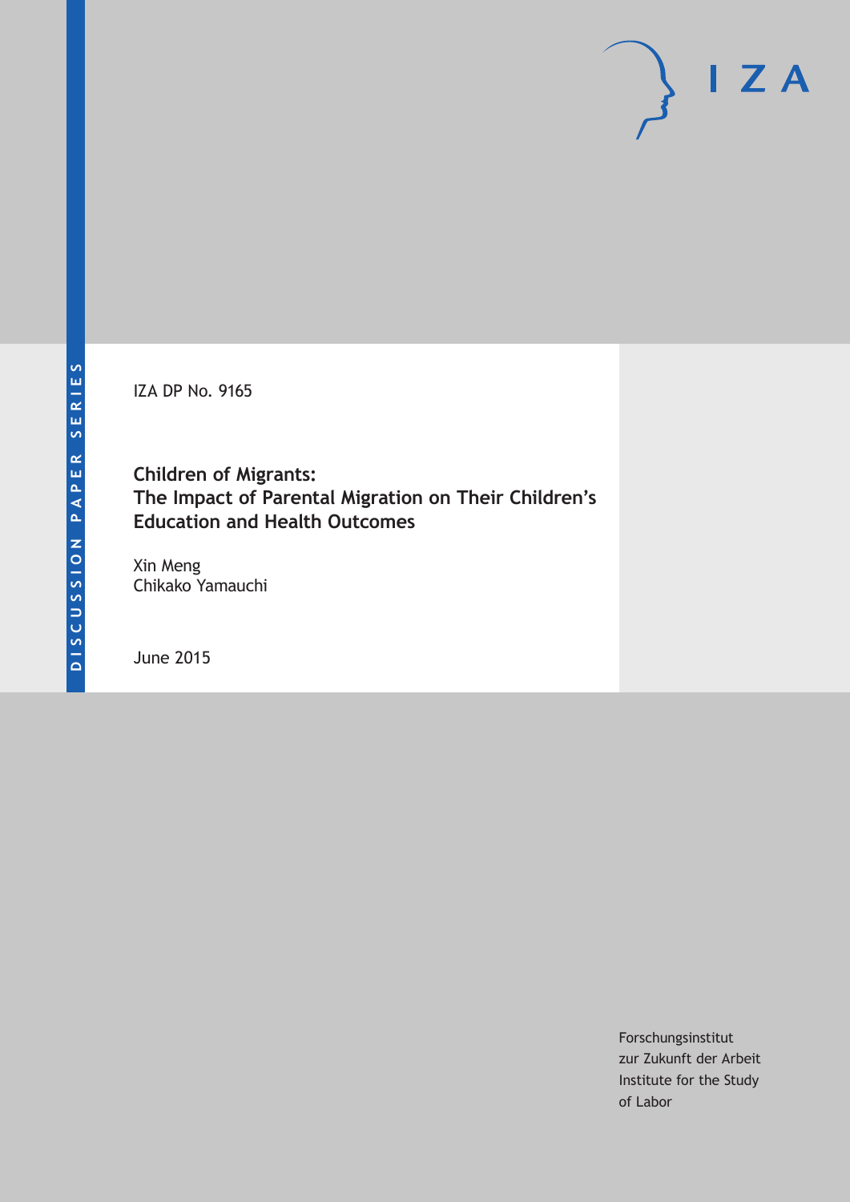DISCUSSION PAPER SERIES

IZA DP No. 9165

# Children of Migrants: The Impact of Parental Migration on Their Children's Education and Health Outcomes

Xin Meng
Chikako Yamauchi

June 2015

Forschungsinstitut
zur Zukunft der Arbeit
Institute for the Study
of Labor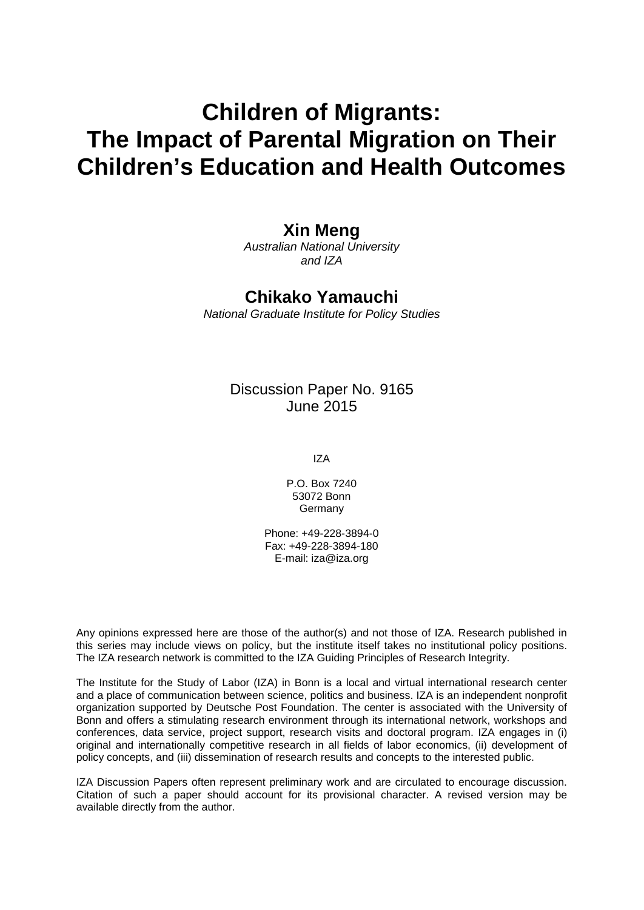# Children of Migrants: The Impact of Parental Migration on Their Children's Education and Health Outcomes

**Xin Meng**
*Australian National University and IZA*

**Chikako Yamauchi**
*National Graduate Institute for Policy Studies*

Discussion Paper No. 9165
June 2015

IZA

P.O. Box 7240
53072 Bonn
Germany

Phone: +49-228-3894-0
Fax: +49-228-3894-180
E-mail: iza@iza.org

Any opinions expressed here are those of the author(s) and not those of IZA. Research published in this series may include views on policy, but the institute itself takes no institutional policy positions. The IZA research network is committed to the IZA Guiding Principles of Research Integrity.

The Institute for the Study of Labor (IZA) in Bonn is a local and virtual international research center and a place of communication between science, politics and business. IZA is an independent nonprofit organization supported by Deutsche Post Foundation. The center is associated with the University of Bonn and offers a stimulating research environment through its international network, workshops and conferences, data service, project support, research visits and doctoral program. IZA engages in (i) original and internationally competitive research in all fields of labor economics, (ii) development of policy concepts, and (iii) dissemination of research results and concepts to the interested public.

IZA Discussion Papers often represent preliminary work and are circulated to encourage discussion. Citation of such a paper should account for its provisional character. A revised version may be available directly from the author.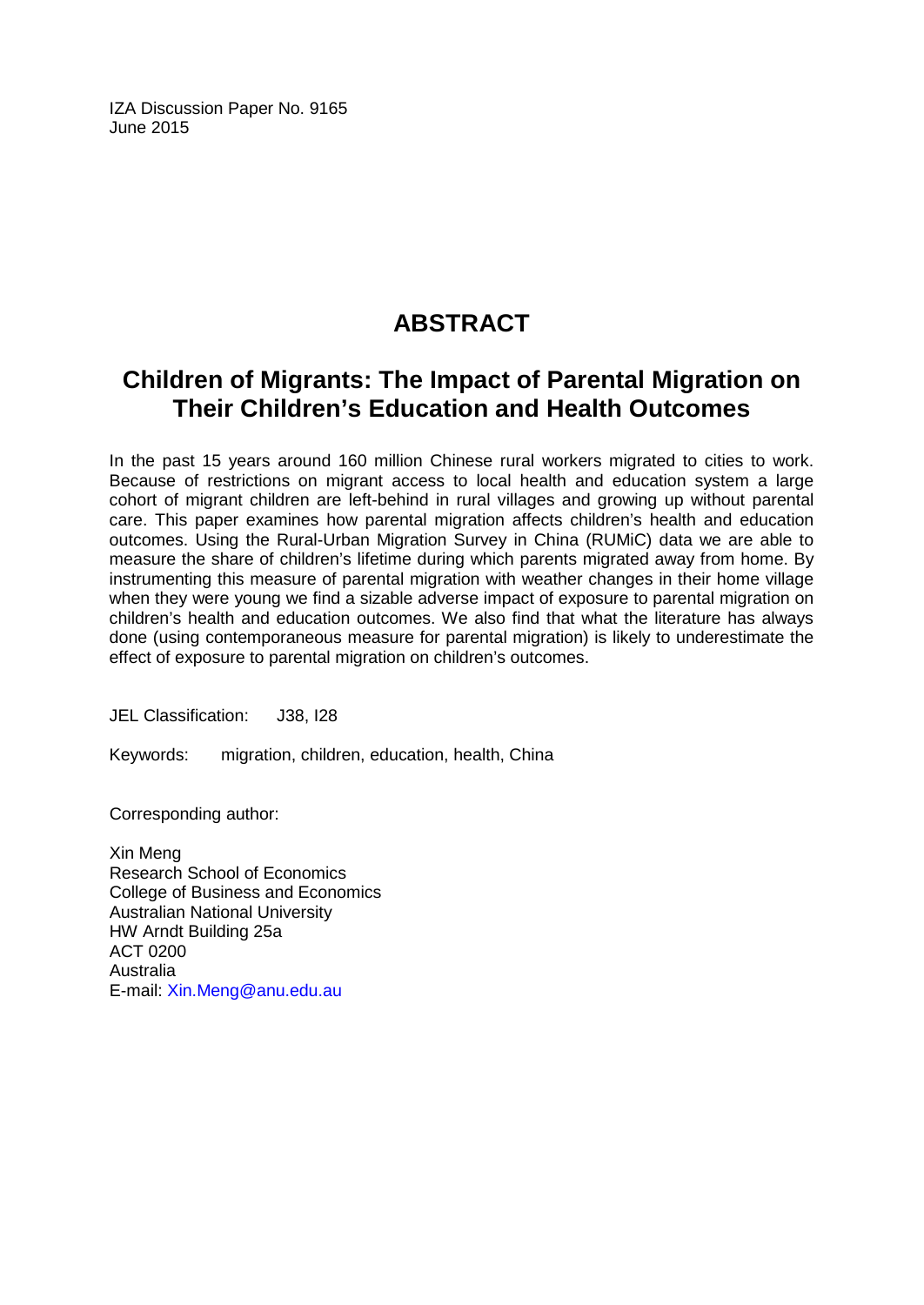IZA Discussion Paper No. 9165
June 2015

# ABSTRACT

## Children of Migrants: The Impact of Parental Migration on Their Children's Education and Health Outcomes

In the past 15 years around 160 million Chinese rural workers migrated to cities to work. Because of restrictions on migrant access to local health and education system a large cohort of migrant children are left-behind in rural villages and growing up without parental care. This paper examines how parental migration affects children's health and education outcomes. Using the Rural-Urban Migration Survey in China (RUMiC) data we are able to measure the share of children's lifetime during which parents migrated away from home. By instrumenting this measure of parental migration with weather changes in their home village when they were young we find a sizable adverse impact of exposure to parental migration on children's health and education outcomes. We also find that what the literature has always done (using contemporaneous measure for parental migration) is likely to underestimate the effect of exposure to parental migration on children's outcomes.

JEL Classification: J38, I28

Keywords: migration, children, education, health, China

Corresponding author:

Xin Meng
Research School of Economics
College of Business and Economics
Australian National University
HW Arndt Building 25a
ACT 0200
Australia
E-mail: Xin.Meng@anu.edu.au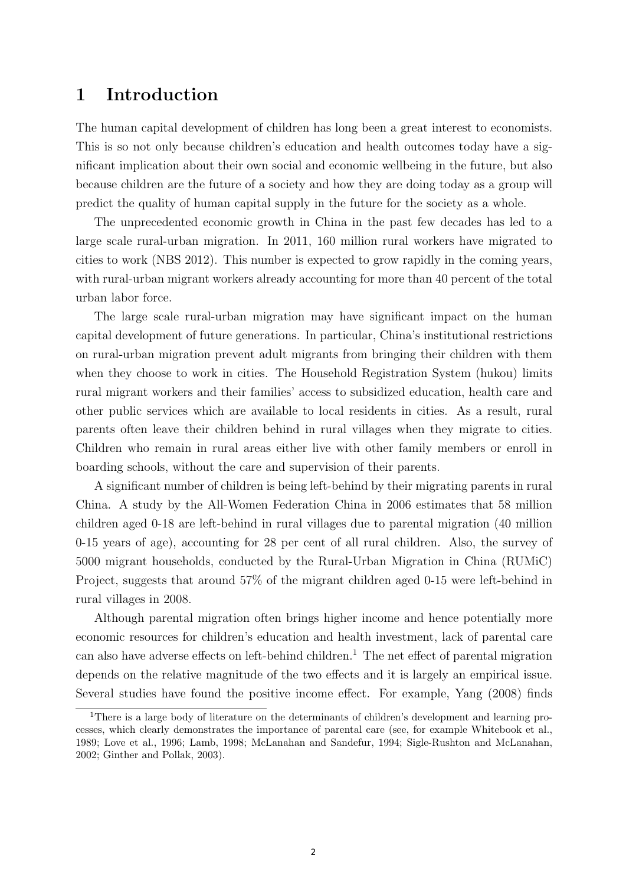# 1 Introduction

The human capital development of children has long been a great interest to economists. This is so not only because children's education and health outcomes today have a significant implication about their own social and economic wellbeing in the future, but also because children are the future of a society and how they are doing today as a group will predict the quality of human capital supply in the future for the society as a whole.

The unprecedented economic growth in China in the past few decades has led to a large scale rural-urban migration. In 2011, 160 million rural workers have migrated to cities to work (NBS 2012). This number is expected to grow rapidly in the coming years, with rural-urban migrant workers already accounting for more than 40 percent of the total urban labor force.

The large scale rural-urban migration may have significant impact on the human capital development of future generations. In particular, China's institutional restrictions on rural-urban migration prevent adult migrants from bringing their children with them when they choose to work in cities. The Household Registration System (hukou) limits rural migrant workers and their families' access to subsidized education, health care and other public services which are available to local residents in cities. As a result, rural parents often leave their children behind in rural villages when they migrate to cities. Children who remain in rural areas either live with other family members or enroll in boarding schools, without the care and supervision of their parents.

A significant number of children is being left-behind by their migrating parents in rural China. A study by the All-Women Federation China in 2006 estimates that 58 million children aged 0-18 are left-behind in rural villages due to parental migration (40 million 0-15 years of age), accounting for 28 per cent of all rural children. Also, the survey of 5000 migrant households, conducted by the Rural-Urban Migration in China (RUMiC) Project, suggests that around 57% of the migrant children aged 0-15 were left-behind in rural villages in 2008.

Although parental migration often brings higher income and hence potentially more economic resources for children's education and health investment, lack of parental care can also have adverse effects on left-behind children.[1] The net effect of parental migration depends on the relative magnitude of the two effects and it is largely an empirical issue. Several studies have found the positive income effect. For example, Yang (2008) finds

[1] There is a large body of literature on the determinants of children's development and learning processes, which clearly demonstrates the importance of parental care (see, for example Whitebook et al., 1989; Love et al., 1996; Lamb, 1998; McLanahan and Sandefur, 1994; Sigle-Rushton and McLanahan, 2002; Ginther and Pollak, 2003).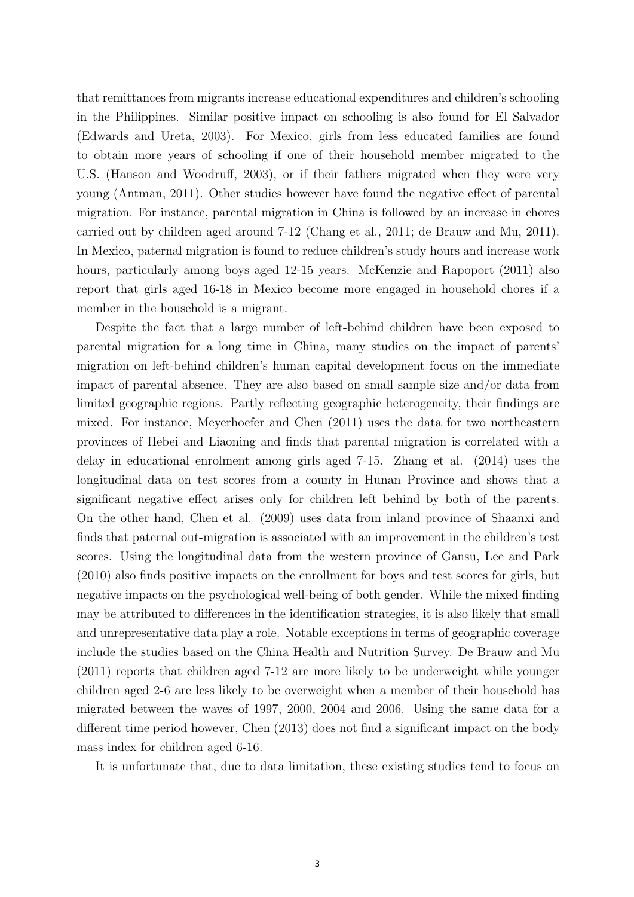that remittances from migrants increase educational expenditures and children's schooling in the Philippines. Similar positive impact on schooling is also found for El Salvador (Edwards and Ureta, 2003). For Mexico, girls from less educated families are found to obtain more years of schooling if one of their household member migrated to the U.S. (Hanson and Woodruff, 2003), or if their fathers migrated when they were very young (Antman, 2011). Other studies however have found the negative effect of parental migration. For instance, parental migration in China is followed by an increase in chores carried out by children aged around 7-12 (Chang et al., 2011; de Brauw and Mu, 2011). In Mexico, paternal migration is found to reduce children's study hours and increase work hours, particularly among boys aged 12-15 years. McKenzie and Rapoport (2011) also report that girls aged 16-18 in Mexico become more engaged in household chores if a member in the household is a migrant.

Despite the fact that a large number of left-behind children have been exposed to parental migration for a long time in China, many studies on the impact of parents' migration on left-behind children's human capital development focus on the immediate impact of parental absence. They are also based on small sample size and/or data from limited geographic regions. Partly reflecting geographic heterogeneity, their findings are mixed. For instance, Meyerhoefer and Chen (2011) uses the data for two northeastern provinces of Hebei and Liaoning and finds that parental migration is correlated with a delay in educational enrolment among girls aged 7-15. Zhang et al. (2014) uses the longitudinal data on test scores from a county in Hunan Province and shows that a significant negative effect arises only for children left behind by both of the parents. On the other hand, Chen et al. (2009) uses data from inland province of Shaanxi and finds that paternal out-migration is associated with an improvement in the children's test scores. Using the longitudinal data from the western province of Gansu, Lee and Park (2010) also finds positive impacts on the enrollment for boys and test scores for girls, but negative impacts on the psychological well-being of both gender. While the mixed finding may be attributed to differences in the identification strategies, it is also likely that small and unrepresentative data play a role. Notable exceptions in terms of geographic coverage include the studies based on the China Health and Nutrition Survey. De Brauw and Mu (2011) reports that children aged 7-12 are more likely to be underweight while younger children aged 2-6 are less likely to be overweight when a member of their household has migrated between the waves of 1997, 2000, 2004 and 2006. Using the same data for a different time period however, Chen (2013) does not find a significant impact on the body mass index for children aged 6-16.

It is unfortunate that, due to data limitation, these existing studies tend to focus on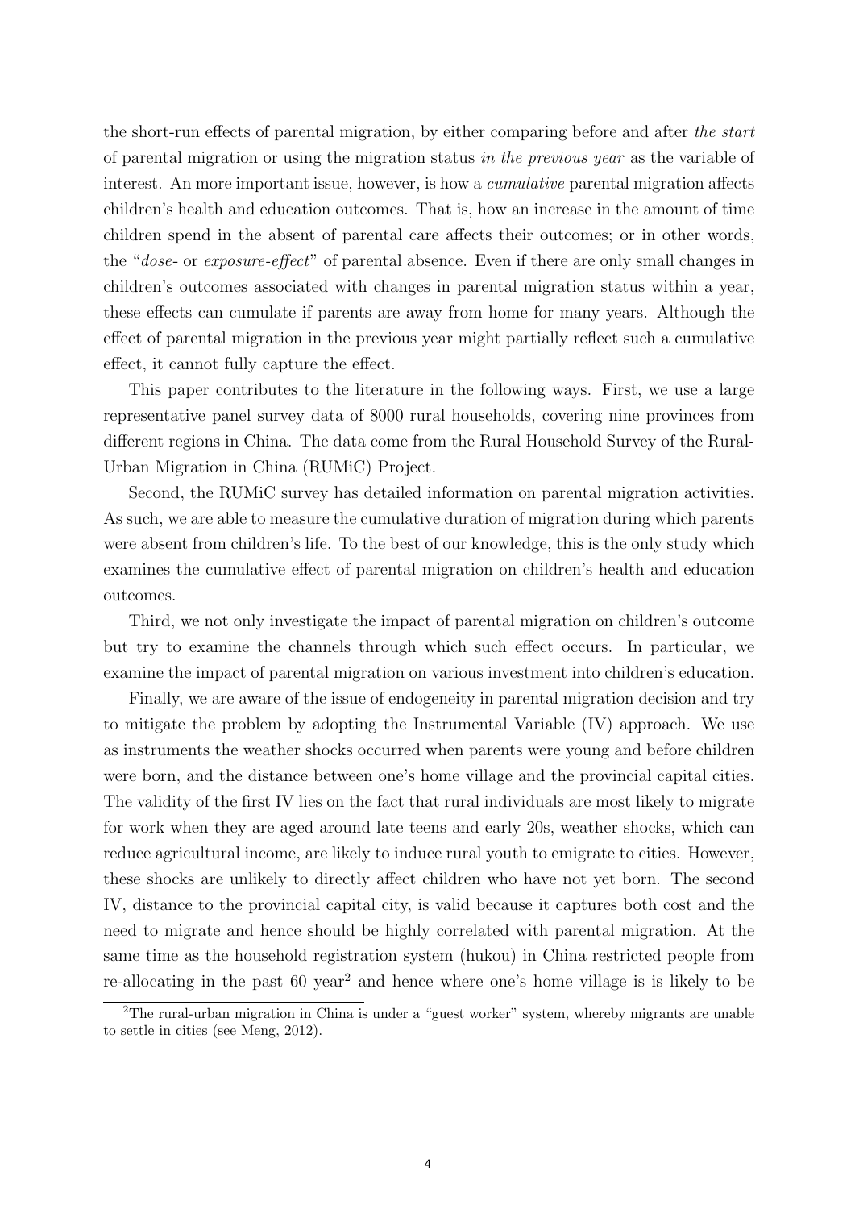the short-run effects of parental migration, by either comparing before and after *the start* of parental migration or using the migration status *in the previous year* as the variable of interest. An more important issue, however, is how a *cumulative* parental migration affects children's health and education outcomes. That is, how an increase in the amount of time children spend in the absent of parental care affects their outcomes; or in other words, the "*dose-* or *exposure-effect*" of parental absence. Even if there are only small changes in children's outcomes associated with changes in parental migration status within a year, these effects can cumulate if parents are away from home for many years. Although the effect of parental migration in the previous year might partially reflect such a cumulative effect, it cannot fully capture the effect.

This paper contributes to the literature in the following ways. First, we use a large representative panel survey data of 8000 rural households, covering nine provinces from different regions in China. The data come from the Rural Household Survey of the Rural-Urban Migration in China (RUMiC) Project.

Second, the RUMiC survey has detailed information on parental migration activities. As such, we are able to measure the cumulative duration of migration during which parents were absent from children's life. To the best of our knowledge, this is the only study which examines the cumulative effect of parental migration on children's health and education outcomes.

Third, we not only investigate the impact of parental migration on children's outcome but try to examine the channels through which such effect occurs. In particular, we examine the impact of parental migration on various investment into children's education.

Finally, we are aware of the issue of endogeneity in parental migration decision and try to mitigate the problem by adopting the Instrumental Variable (IV) approach. We use as instruments the weather shocks occurred when parents were young and before children were born, and the distance between one's home village and the provincial capital cities. The validity of the first IV lies on the fact that rural individuals are most likely to migrate for work when they are aged around late teens and early 20s, weather shocks, which can reduce agricultural income, are likely to induce rural youth to emigrate to cities. However, these shocks are unlikely to directly affect children who have not yet born. The second IV, distance to the provincial capital city, is valid because it captures both cost and the need to migrate and hence should be highly correlated with parental migration. At the same time as the household registration system (hukou) in China restricted people from re-allocating in the past 60 year[2] and hence where one's home village is is likely to be

[2]The rural-urban migration in China is under a "guest worker" system, whereby migrants are unable to settle in cities (see Meng, 2012).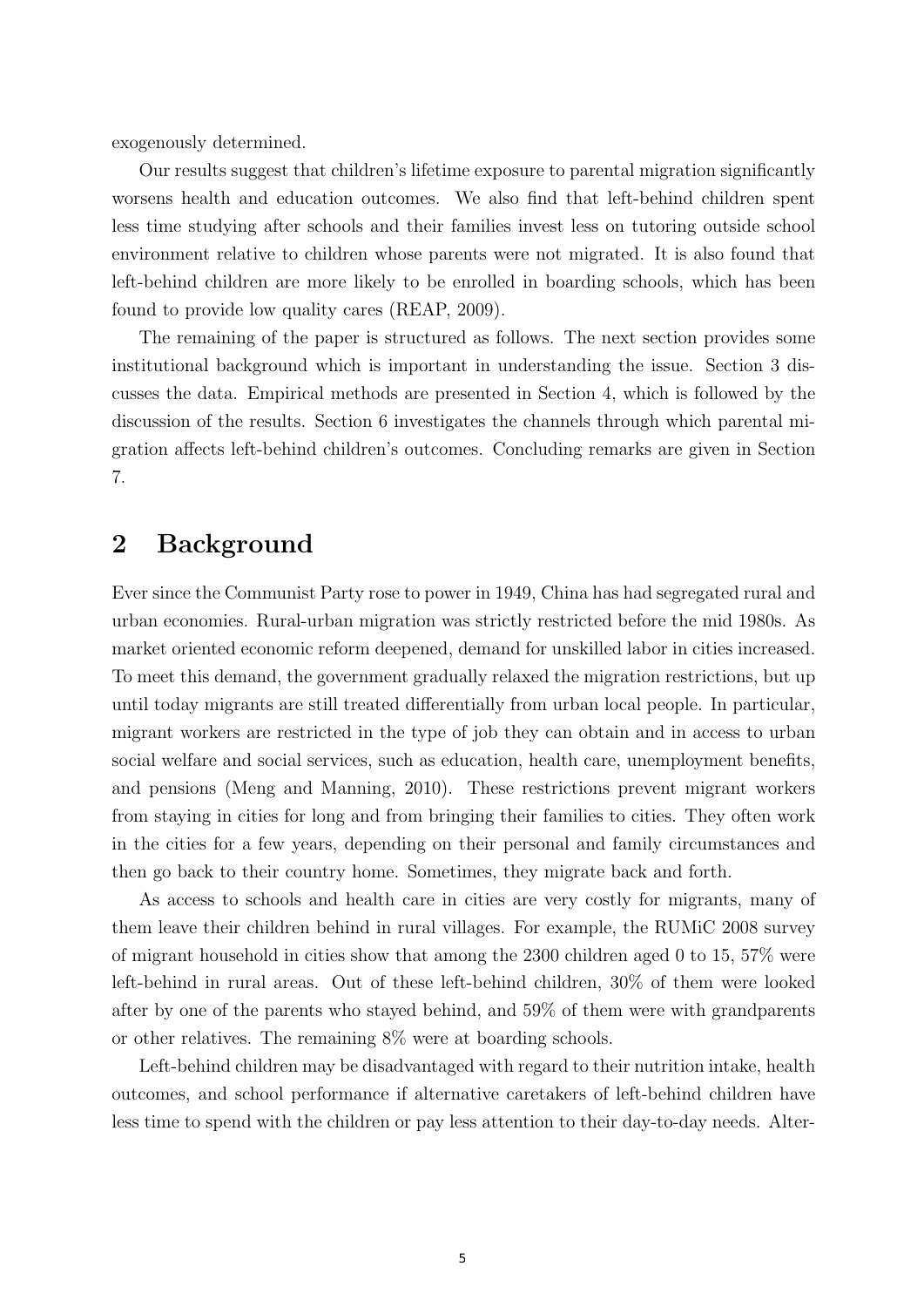exogenously determined.

Our results suggest that children's lifetime exposure to parental migration significantly worsens health and education outcomes. We also find that left-behind children spent less time studying after schools and their families invest less on tutoring outside school environment relative to children whose parents were not migrated. It is also found that left-behind children are more likely to be enrolled in boarding schools, which has been found to provide low quality cares (REAP, 2009).

The remaining of the paper is structured as follows. The next section provides some institutional background which is important in understanding the issue. Section 3 discusses the data. Empirical methods are presented in Section 4, which is followed by the discussion of the results. Section 6 investigates the channels through which parental migration affects left-behind children's outcomes. Concluding remarks are given in Section 7.

## 2 Background

Ever since the Communist Party rose to power in 1949, China has had segregated rural and urban economies. Rural-urban migration was strictly restricted before the mid 1980s. As market oriented economic reform deepened, demand for unskilled labor in cities increased. To meet this demand, the government gradually relaxed the migration restrictions, but up until today migrants are still treated differentially from urban local people. In particular, migrant workers are restricted in the type of job they can obtain and in access to urban social welfare and social services, such as education, health care, unemployment benefits, and pensions (Meng and Manning, 2010). These restrictions prevent migrant workers from staying in cities for long and from bringing their families to cities. They often work in the cities for a few years, depending on their personal and family circumstances and then go back to their country home. Sometimes, they migrate back and forth.

As access to schools and health care in cities are very costly for migrants, many of them leave their children behind in rural villages. For example, the RUMiC 2008 survey of migrant household in cities show that among the 2300 children aged 0 to 15, 57% were left-behind in rural areas. Out of these left-behind children, 30% of them were looked after by one of the parents who stayed behind, and 59% of them were with grandparents or other relatives. The remaining 8% were at boarding schools.

Left-behind children may be disadvantaged with regard to their nutrition intake, health outcomes, and school performance if alternative caretakers of left-behind children have less time to spend with the children or pay less attention to their day-to-day needs. Alter-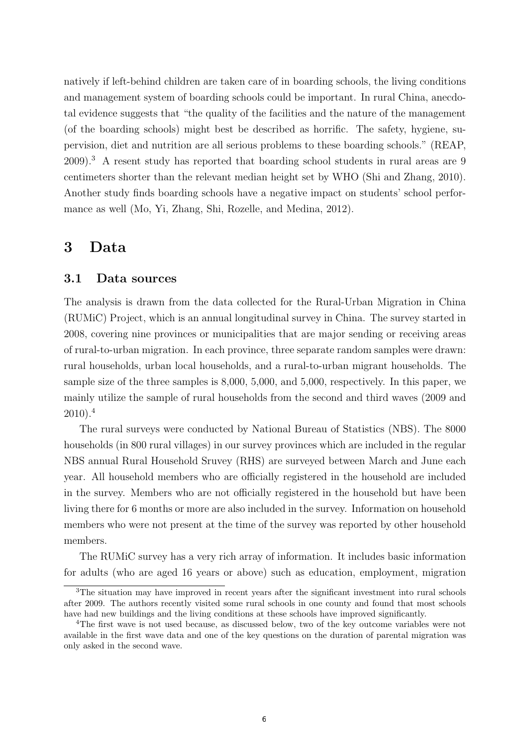natively if left-behind children are taken care of in boarding schools, the living conditions and management system of boarding schools could be important. In rural China, anecdotal evidence suggests that "the quality of the facilities and the nature of the management (of the boarding schools) might best be described as horrific. The safety, hygiene, supervision, diet and nutrition are all serious problems to these boarding schools." (REAP, 2009).[3] A resent study has reported that boarding school students in rural areas are 9 centimeters shorter than the relevant median height set by WHO (Shi and Zhang, 2010). Another study finds boarding schools have a negative impact on students' school performance as well (Mo, Yi, Zhang, Shi, Rozelle, and Medina, 2012).

# 3 Data

## 3.1 Data sources

The analysis is drawn from the data collected for the Rural-Urban Migration in China (RUMiC) Project, which is an annual longitudinal survey in China. The survey started in 2008, covering nine provinces or municipalities that are major sending or receiving areas of rural-to-urban migration. In each province, three separate random samples were drawn: rural households, urban local households, and a rural-to-urban migrant households. The sample size of the three samples is 8,000, 5,000, and 5,000, respectively. In this paper, we mainly utilize the sample of rural households from the second and third waves (2009 and 2010).[4]

The rural surveys were conducted by National Bureau of Statistics (NBS). The 8000 households (in 800 rural villages) in our survey provinces which are included in the regular NBS annual Rural Household Sruvey (RHS) are surveyed between March and June each year. All household members who are officially registered in the household are included in the survey. Members who are not officially registered in the household but have been living there for 6 months or more are also included in the survey. Information on household members who were not present at the time of the survey was reported by other household members.

The RUMiC survey has a very rich array of information. It includes basic information for adults (who are aged 16 years or above) such as education, employment, migration

[3] The situation may have improved in recent years after the significant investment into rural schools after 2009. The authors recently visited some rural schools in one county and found that most schools have had new buildings and the living conditions at these schools have improved significantly.

[4] The first wave is not used because, as discussed below, two of the key outcome variables were not available in the first wave data and one of the key questions on the duration of parental migration was only asked in the second wave.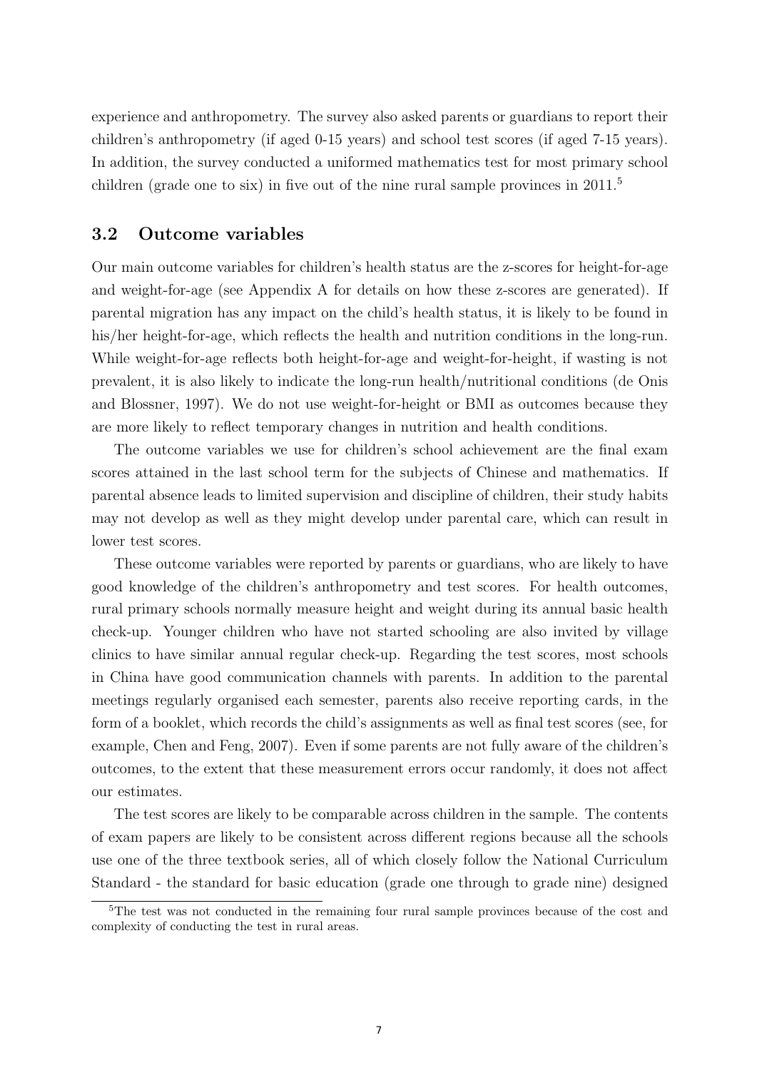experience and anthropometry. The survey also asked parents or guardians to report their children's anthropometry (if aged 0-15 years) and school test scores (if aged 7-15 years). In addition, the survey conducted a uniformed mathematics test for most primary school children (grade one to six) in five out of the nine rural sample provinces in 2011.[5]

## 3.2 Outcome variables

Our main outcome variables for children's health status are the z-scores for height-for-age and weight-for-age (see Appendix A for details on how these z-scores are generated). If parental migration has any impact on the child's health status, it is likely to be found in his/her height-for-age, which reflects the health and nutrition conditions in the long-run. While weight-for-age reflects both height-for-age and weight-for-height, if wasting is not prevalent, it is also likely to indicate the long-run health/nutritional conditions (de Onis and Blossner, 1997). We do not use weight-for-height or BMI as outcomes because they are more likely to reflect temporary changes in nutrition and health conditions.

The outcome variables we use for children's school achievement are the final exam scores attained in the last school term for the subjects of Chinese and mathematics. If parental absence leads to limited supervision and discipline of children, their study habits may not develop as well as they might develop under parental care, which can result in lower test scores.

These outcome variables were reported by parents or guardians, who are likely to have good knowledge of the children's anthropometry and test scores. For health outcomes, rural primary schools normally measure height and weight during its annual basic health check-up. Younger children who have not started schooling are also invited by village clinics to have similar annual regular check-up. Regarding the test scores, most schools in China have good communication channels with parents. In addition to the parental meetings regularly organised each semester, parents also receive reporting cards, in the form of a booklet, which records the child's assignments as well as final test scores (see, for example, Chen and Feng, 2007). Even if some parents are not fully aware of the children's outcomes, to the extent that these measurement errors occur randomly, it does not affect our estimates.

The test scores are likely to be comparable across children in the sample. The contents of exam papers are likely to be consistent across different regions because all the schools use one of the three textbook series, all of which closely follow the National Curriculum Standard - the standard for basic education (grade one through to grade nine) designed

[5]The test was not conducted in the remaining four rural sample provinces because of the cost and complexity of conducting the test in rural areas.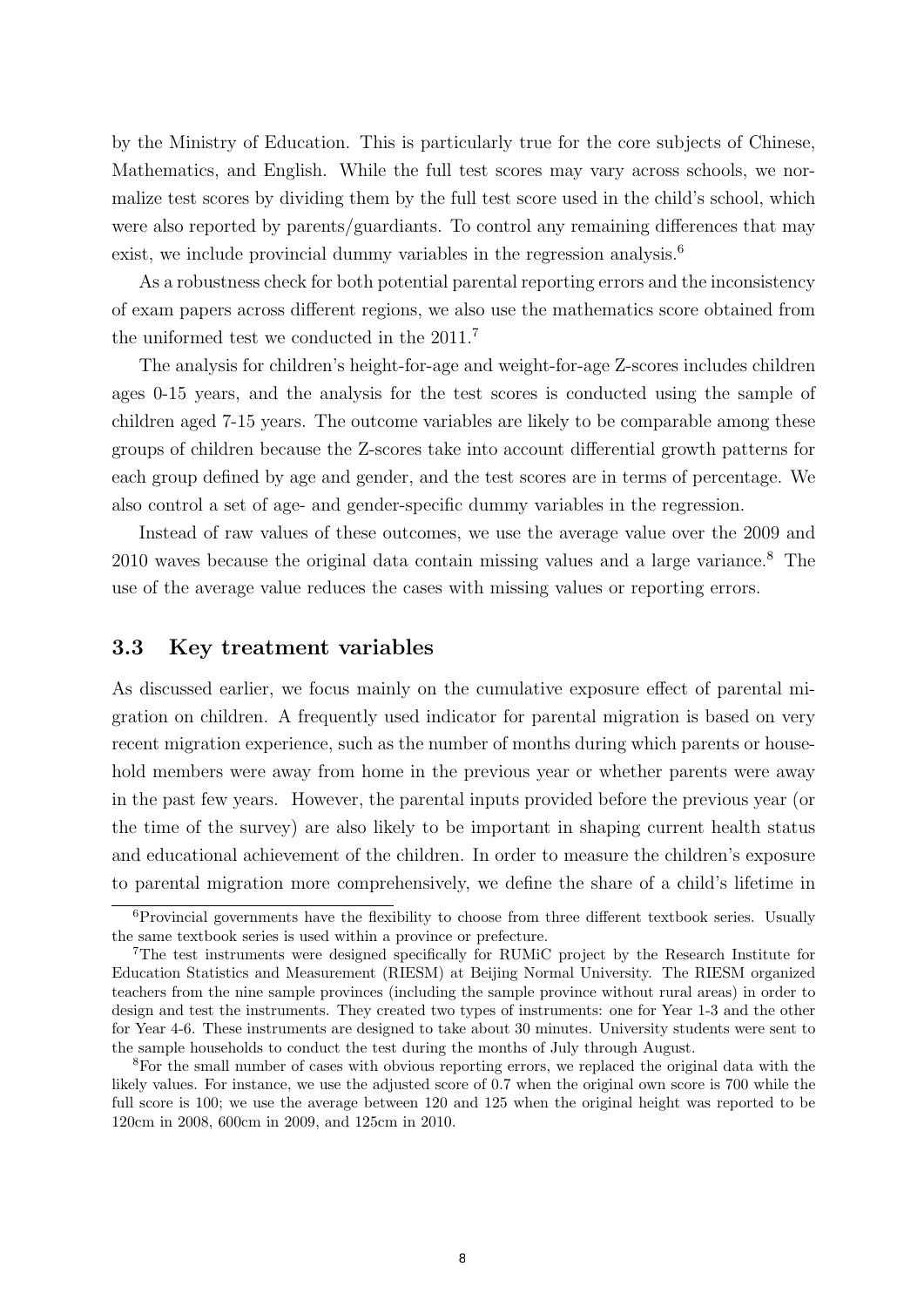by the Ministry of Education. This is particularly true for the core subjects of Chinese, Mathematics, and English. While the full test scores may vary across schools, we normalize test scores by dividing them by the full test score used in the child's school, which were also reported by parents/guardiants. To control any remaining differences that may exist, we include provincial dummy variables in the regression analysis.[6]

As a robustness check for both potential parental reporting errors and the inconsistency of exam papers across different regions, we also use the mathematics score obtained from the uniformed test we conducted in the 2011.[7]

The analysis for children's height-for-age and weight-for-age Z-scores includes children ages 0-15 years, and the analysis for the test scores is conducted using the sample of children aged 7-15 years. The outcome variables are likely to be comparable among these groups of children because the Z-scores take into account differential growth patterns for each group defined by age and gender, and the test scores are in terms of percentage. We also control a set of age- and gender-specific dummy variables in the regression.

Instead of raw values of these outcomes, we use the average value over the 2009 and 2010 waves because the original data contain missing values and a large variance.[8] The use of the average value reduces the cases with missing values or reporting errors.

### 3.3 Key treatment variables

As discussed earlier, we focus mainly on the cumulative exposure effect of parental migration on children. A frequently used indicator for parental migration is based on very recent migration experience, such as the number of months during which parents or household members were away from home in the previous year or whether parents were away in the past few years. However, the parental inputs provided before the previous year (or the time of the survey) are also likely to be important in shaping current health status and educational achievement of the children. In order to measure the children's exposure to parental migration more comprehensively, we define the share of a child's lifetime in

[6] Provincial governments have the flexibility to choose from three different textbook series. Usually the same textbook series is used within a province or prefecture.

[7] The test instruments were designed specifically for RUMiC project by the Research Institute for Education Statistics and Measurement (RIESM) at Beijing Normal University. The RIESM organized teachers from the nine sample provinces (including the sample province without rural areas) in order to design and test the instruments. They created two types of instruments: one for Year 1-3 and the other for Year 4-6. These instruments are designed to take about 30 minutes. University students were sent to the sample households to conduct the test during the months of July through August.

[8] For the small number of cases with obvious reporting errors, we replaced the original data with the likely values. For instance, we use the adjusted score of 0.7 when the original own score is 700 while the full score is 100; we use the average between 120 and 125 when the original height was reported to be 120cm in 2008, 600cm in 2009, and 125cm in 2010.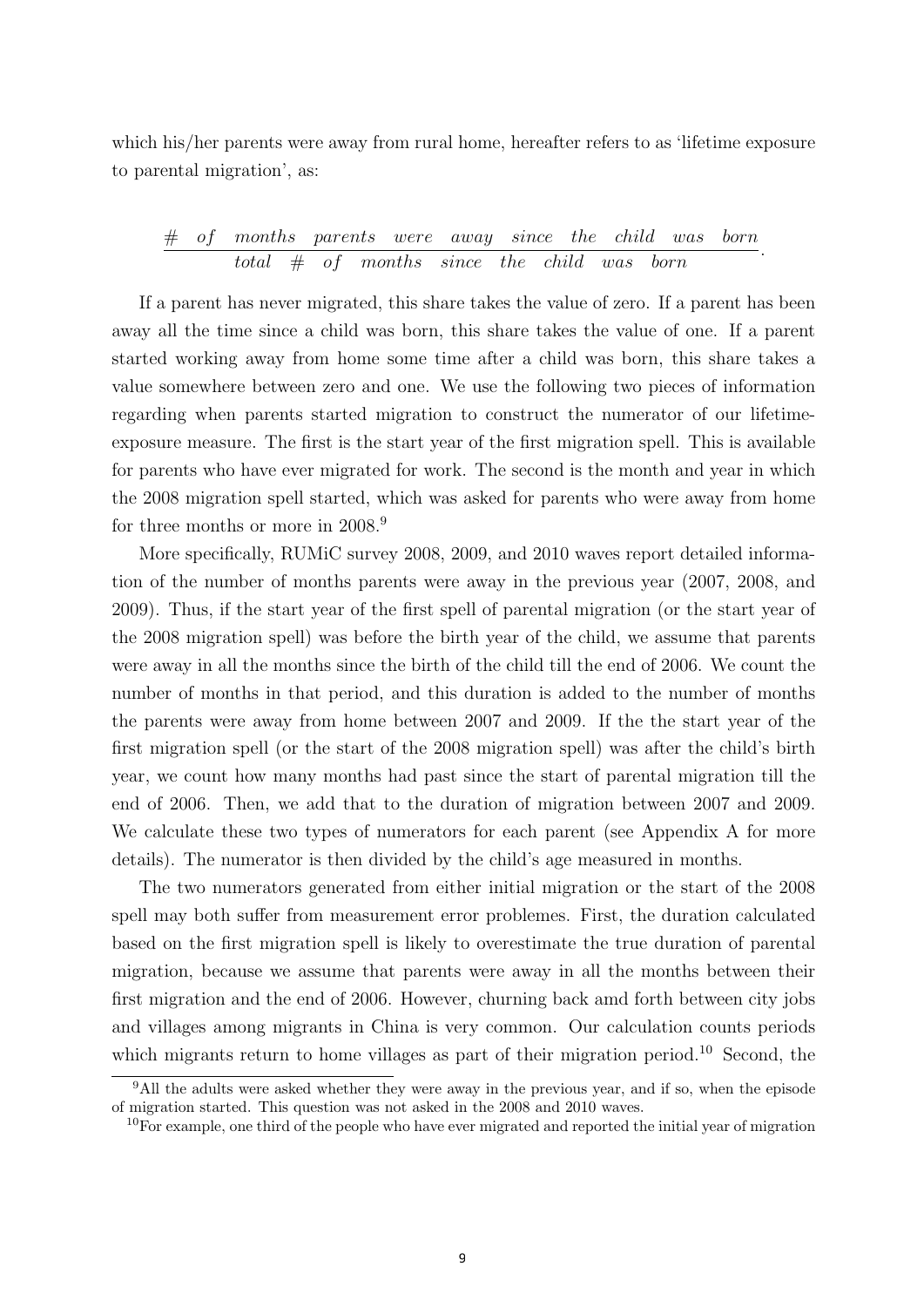which his/her parents were away from rural home, hereafter refers to as 'lifetime exposure to parental migration', as:

$$\frac{\#\ of\ months\ parents\ were\ away\ since\ the\ child\ was\ born}{total\ \#\ of\ months\ since\ the\ child\ was\ born}.$$

If a parent has never migrated, this share takes the value of zero. If a parent has been away all the time since a child was born, this share takes the value of one. If a parent started working away from home some time after a child was born, this share takes a value somewhere between zero and one. We use the following two pieces of information regarding when parents started migration to construct the numerator of our lifetime-exposure measure. The first is the start year of the first migration spell. This is available for parents who have ever migrated for work. The second is the month and year in which the 2008 migration spell started, which was asked for parents who were away from home for three months or more in 2008.[9]

More specifically, RUMiC survey 2008, 2009, and 2010 waves report detailed information of the number of months parents were away in the previous year (2007, 2008, and 2009). Thus, if the start year of the first spell of parental migration (or the start year of the 2008 migration spell) was before the birth year of the child, we assume that parents were away in all the months since the birth of the child till the end of 2006. We count the number of months in that period, and this duration is added to the number of months the parents were away from home between 2007 and 2009. If the the start year of the first migration spell (or the start of the 2008 migration spell) was after the child's birth year, we count how many months had past since the start of parental migration till the end of 2006. Then, we add that to the duration of migration between 2007 and 2009. We calculate these two types of numerators for each parent (see Appendix A for more details). The numerator is then divided by the child's age measured in months.

The two numerators generated from either initial migration or the start of the 2008 spell may both suffer from measurement error problemes. First, the duration calculated based on the first migration spell is likely to overestimate the true duration of parental migration, because we assume that parents were away in all the months between their first migration and the end of 2006. However, churning back amd forth between city jobs and villages among migrants in China is very common. Our calculation counts periods which migrants return to home villages as part of their migration period.[10] Second, the

[9] All the adults were asked whether they were away in the previous year, and if so, when the episode of migration started. This question was not asked in the 2008 and 2010 waves.

[10] For example, one third of the people who have ever migrated and reported the initial year of migration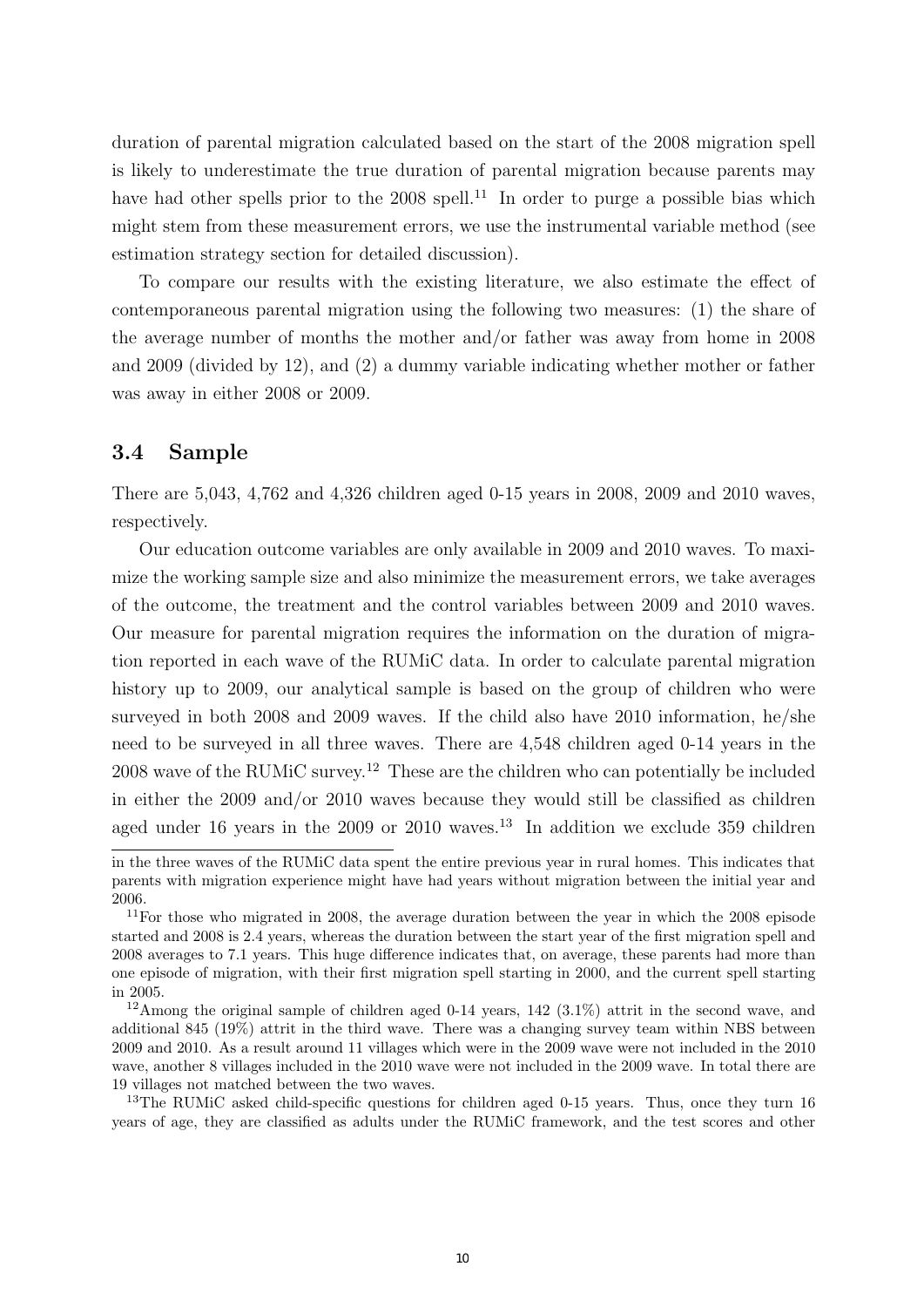duration of parental migration calculated based on the start of the 2008 migration spell is likely to underestimate the true duration of parental migration because parents may have had other spells prior to the 2008 spell.[11] In order to purge a possible bias which might stem from these measurement errors, we use the instrumental variable method (see estimation strategy section for detailed discussion).

To compare our results with the existing literature, we also estimate the effect of contemporaneous parental migration using the following two measures: (1) the share of the average number of months the mother and/or father was away from home in 2008 and 2009 (divided by 12), and (2) a dummy variable indicating whether mother or father was away in either 2008 or 2009.

### 3.4 Sample

There are 5,043, 4,762 and 4,326 children aged 0-15 years in 2008, 2009 and 2010 waves, respectively.

Our education outcome variables are only available in 2009 and 2010 waves. To maximize the working sample size and also minimize the measurement errors, we take averages of the outcome, the treatment and the control variables between 2009 and 2010 waves. Our measure for parental migration requires the information on the duration of migration reported in each wave of the RUMiC data. In order to calculate parental migration history up to 2009, our analytical sample is based on the group of children who were surveyed in both 2008 and 2009 waves. If the child also have 2010 information, he/she need to be surveyed in all three waves. There are 4,548 children aged 0-14 years in the 2008 wave of the RUMiC survey.[12] These are the children who can potentially be included in either the 2009 and/or 2010 waves because they would still be classified as children aged under 16 years in the 2009 or 2010 waves.[13] In addition we exclude 359 children

---

in the three waves of the RUMiC data spent the entire previous year in rural homes. This indicates that parents with migration experience might have had years without migration between the initial year and 2006.

[11] For those who migrated in 2008, the average duration between the year in which the 2008 episode started and 2008 is 2.4 years, whereas the duration between the start year of the first migration spell and 2008 averages to 7.1 years. This huge difference indicates that, on average, these parents had more than one episode of migration, with their first migration spell starting in 2000, and the current spell starting in 2005.

[12] Among the original sample of children aged 0-14 years, 142 (3.1%) attrit in the second wave, and additional 845 (19%) attrit in the third wave. There was a changing survey team within NBS between 2009 and 2010. As a result around 11 villages which were in the 2009 wave were not included in the 2010 wave, another 8 villages included in the 2010 wave were not included in the 2009 wave. In total there are 19 villages not matched between the two waves.

[13] The RUMiC asked child-specific questions for children aged 0-15 years. Thus, once they turn 16 years of age, they are classified as adults under the RUMiC framework, and the test scores and other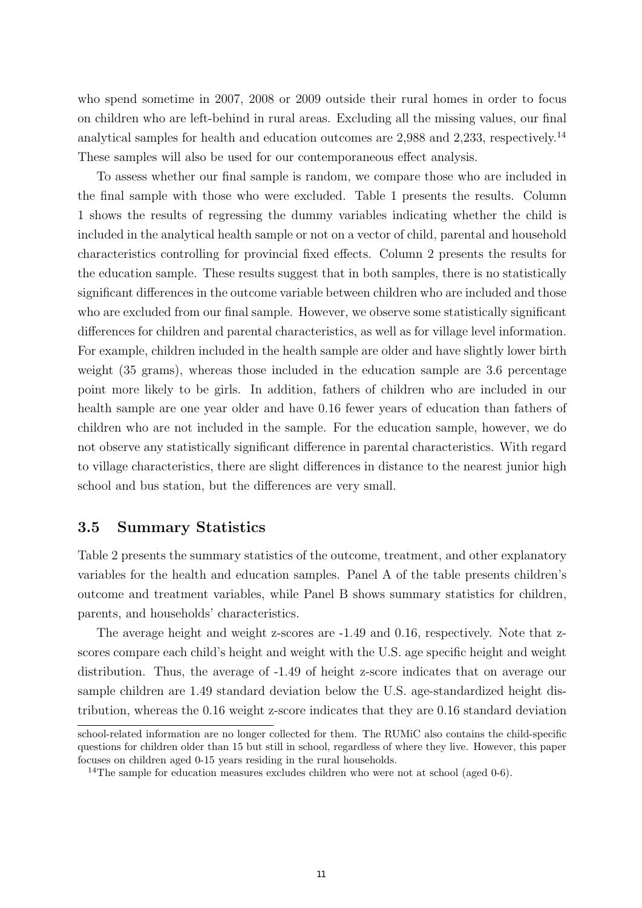who spend sometime in 2007, 2008 or 2009 outside their rural homes in order to focus on children who are left-behind in rural areas. Excluding all the missing values, our final analytical samples for health and education outcomes are 2,988 and 2,233, respectively.[14] These samples will also be used for our contemporaneous effect analysis.

To assess whether our final sample is random, we compare those who are included in the final sample with those who were excluded. Table 1 presents the results. Column 1 shows the results of regressing the dummy variables indicating whether the child is included in the analytical health sample or not on a vector of child, parental and household characteristics controlling for provincial fixed effects. Column 2 presents the results for the education sample. These results suggest that in both samples, there is no statistically significant differences in the outcome variable between children who are included and those who are excluded from our final sample. However, we observe some statistically significant differences for children and parental characteristics, as well as for village level information. For example, children included in the health sample are older and have slightly lower birth weight (35 grams), whereas those included in the education sample are 3.6 percentage point more likely to be girls. In addition, fathers of children who are included in our health sample are one year older and have 0.16 fewer years of education than fathers of children who are not included in the sample. For the education sample, however, we do not observe any statistically significant difference in parental characteristics. With regard to village characteristics, there are slight differences in distance to the nearest junior high school and bus station, but the differences are very small.

### 3.5 Summary Statistics

Table 2 presents the summary statistics of the outcome, treatment, and other explanatory variables for the health and education samples. Panel A of the table presents children's outcome and treatment variables, while Panel B shows summary statistics for children, parents, and households' characteristics.

The average height and weight z-scores are -1.49 and 0.16, respectively. Note that z-scores compare each child's height and weight with the U.S. age specific height and weight distribution. Thus, the average of -1.49 of height z-score indicates that on average our sample children are 1.49 standard deviation below the U.S. age-standardized height distribution, whereas the 0.16 weight z-score indicates that they are 0.16 standard deviation

school-related information are no longer collected for them. The RUMiC also contains the child-specific questions for children older than 15 but still in school, regardless of where they live. However, this paper focuses on children aged 0-15 years residing in the rural households.

[14] The sample for education measures excludes children who were not at school (aged 0-6).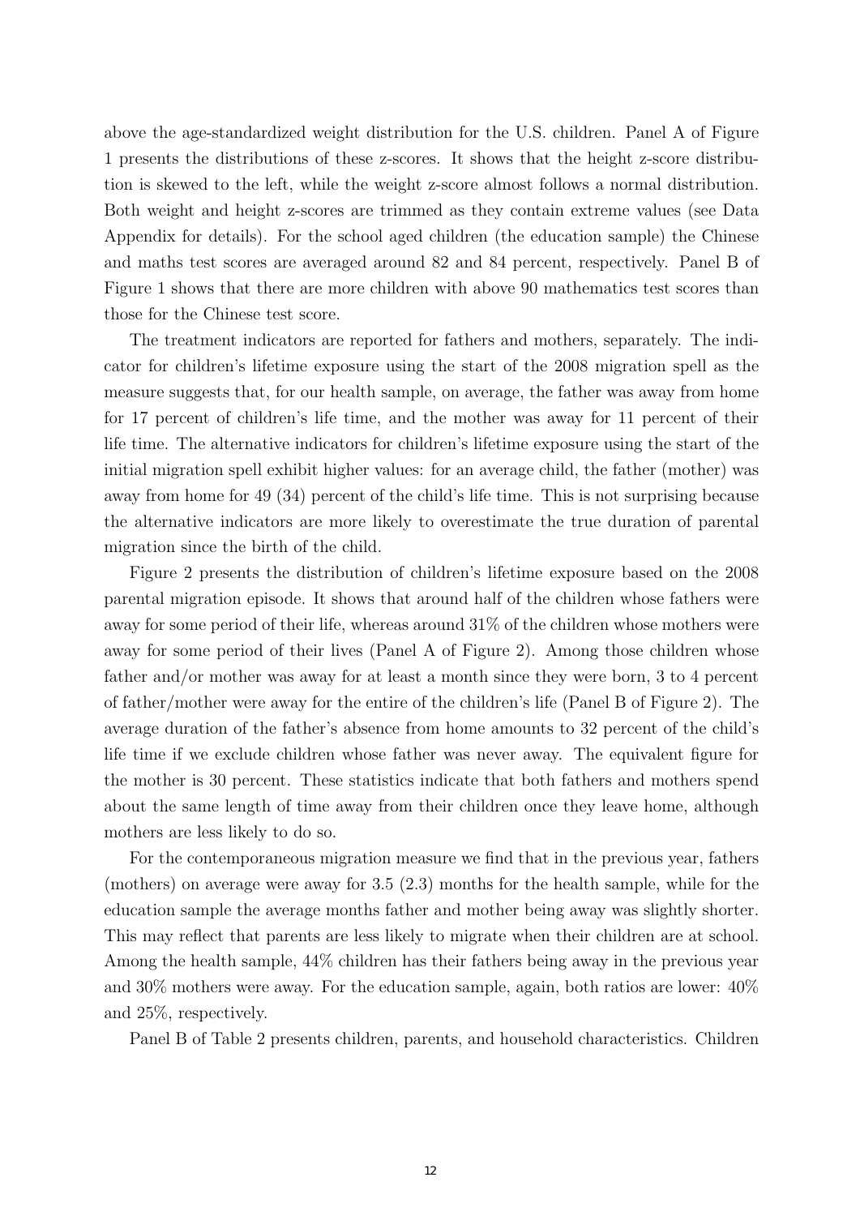above the age-standardized weight distribution for the U.S. children. Panel A of Figure 1 presents the distributions of these z-scores. It shows that the height z-score distribution is skewed to the left, while the weight z-score almost follows a normal distribution. Both weight and height z-scores are trimmed as they contain extreme values (see Data Appendix for details). For the school aged children (the education sample) the Chinese and maths test scores are averaged around 82 and 84 percent, respectively. Panel B of Figure 1 shows that there are more children with above 90 mathematics test scores than those for the Chinese test score.

The treatment indicators are reported for fathers and mothers, separately. The indicator for children's lifetime exposure using the start of the 2008 migration spell as the measure suggests that, for our health sample, on average, the father was away from home for 17 percent of children's life time, and the mother was away for 11 percent of their life time. The alternative indicators for children's lifetime exposure using the start of the initial migration spell exhibit higher values: for an average child, the father (mother) was away from home for 49 (34) percent of the child's life time. This is not surprising because the alternative indicators are more likely to overestimate the true duration of parental migration since the birth of the child.

Figure 2 presents the distribution of children's lifetime exposure based on the 2008 parental migration episode. It shows that around half of the children whose fathers were away for some period of their life, whereas around 31% of the children whose mothers were away for some period of their lives (Panel A of Figure 2). Among those children whose father and/or mother was away for at least a month since they were born, 3 to 4 percent of father/mother were away for the entire of the children's life (Panel B of Figure 2). The average duration of the father's absence from home amounts to 32 percent of the child's life time if we exclude children whose father was never away. The equivalent figure for the mother is 30 percent. These statistics indicate that both fathers and mothers spend about the same length of time away from their children once they leave home, although mothers are less likely to do so.

For the contemporaneous migration measure we find that in the previous year, fathers (mothers) on average were away for 3.5 (2.3) months for the health sample, while for the education sample the average months father and mother being away was slightly shorter. This may reflect that parents are less likely to migrate when their children are at school. Among the health sample, 44% children has their fathers being away in the previous year and 30% mothers were away. For the education sample, again, both ratios are lower: 40% and 25%, respectively.

Panel B of Table 2 presents children, parents, and household characteristics. Children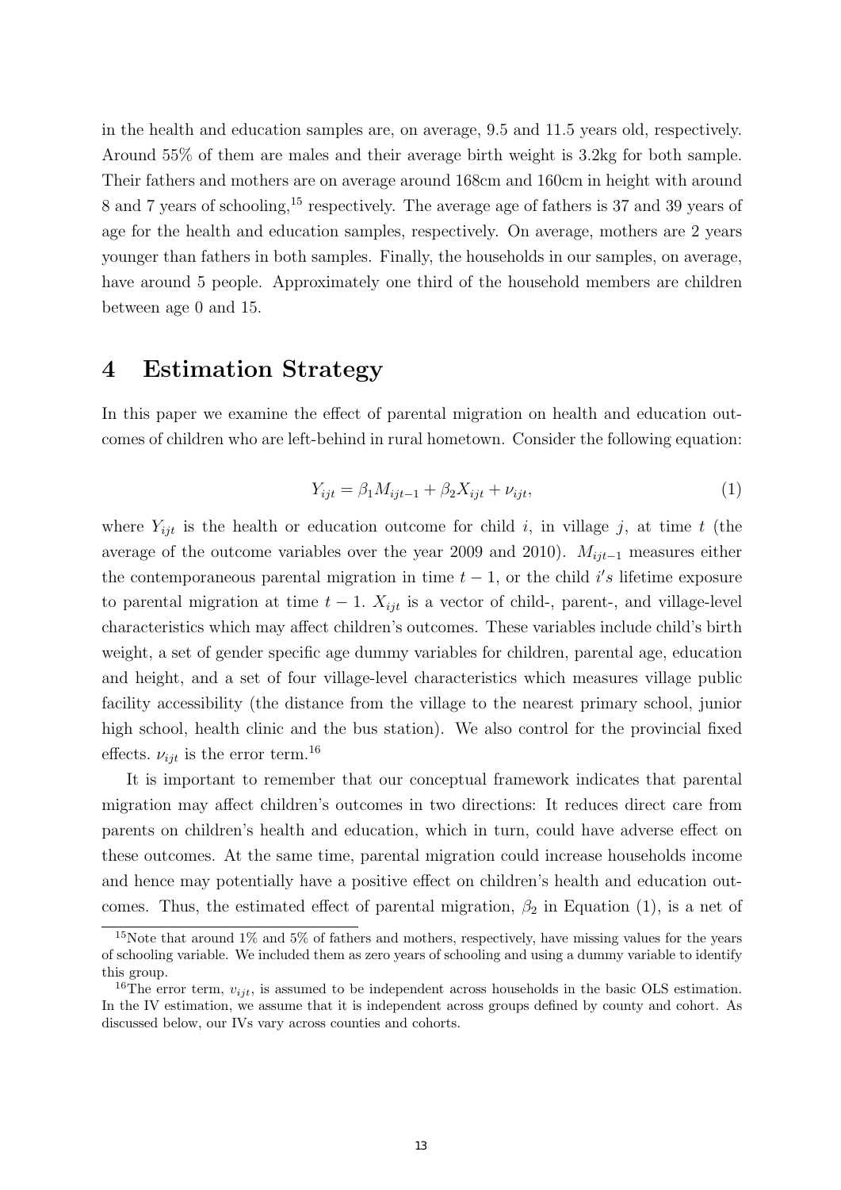in the health and education samples are, on average, 9.5 and 11.5 years old, respectively. Around 55% of them are males and their average birth weight is 3.2kg for both sample. Their fathers and mothers are on average around 168cm and 160cm in height with around 8 and 7 years of schooling,[15] respectively. The average age of fathers is 37 and 39 years of age for the health and education samples, respectively. On average, mothers are 2 years younger than fathers in both samples. Finally, the households in our samples, on average, have around 5 people. Approximately one third of the household members are children between age 0 and 15.

# 4 Estimation Strategy

In this paper we examine the effect of parental migration on health and education outcomes of children who are left-behind in rural hometown. Consider the following equation:

$$Y_{ijt} = \beta_1 M_{ijt-1} + \beta_2 X_{ijt} + \nu_{ijt}, \tag{1}$$

where $Y_{ijt}$ is the health or education outcome for child $i$, in village $j$, at time $t$ (the average of the outcome variables over the year 2009 and 2010). $M_{ijt-1}$ measures either the contemporaneous parental migration in time $t-1$, or the child $i's$ lifetime exposure to parental migration at time $t-1$. $X_{ijt}$ is a vector of child-, parent-, and village-level characteristics which may affect children's outcomes. These variables include child's birth weight, a set of gender specific age dummy variables for children, parental age, education and height, and a set of four village-level characteristics which measures village public facility accessibility (the distance from the village to the nearest primary school, junior high school, health clinic and the bus station). We also control for the provincial fixed effects. $\nu_{ijt}$ is the error term.[16]

It is important to remember that our conceptual framework indicates that parental migration may affect children's outcomes in two directions: It reduces direct care from parents on children's health and education, which in turn, could have adverse effect on these outcomes. At the same time, parental migration could increase households income and hence may potentially have a positive effect on children's health and education outcomes. Thus, the estimated effect of parental migration, $\beta_2$ in Equation (1), is a net of

[15] Note that around 1% and 5% of fathers and mothers, respectively, have missing values for the years of schooling variable. We included them as zero years of schooling and using a dummy variable to identify this group.

[16] The error term, $v_{ijt}$, is assumed to be independent across households in the basic OLS estimation. In the IV estimation, we assume that it is independent across groups defined by county and cohort. As discussed below, our IVs vary across counties and cohorts.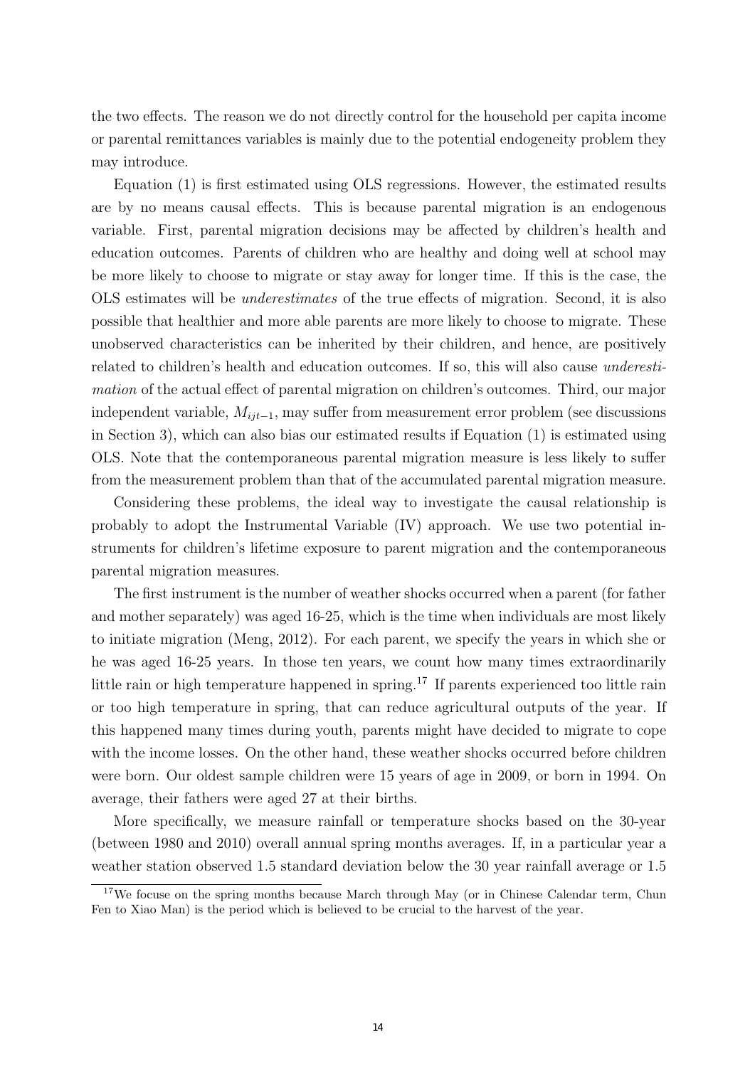the two effects. The reason we do not directly control for the household per capita income or parental remittances variables is mainly due to the potential endogeneity problem they may introduce.

Equation (1) is first estimated using OLS regressions. However, the estimated results are by no means causal effects. This is because parental migration is an endogenous variable. First, parental migration decisions may be affected by children's health and education outcomes. Parents of children who are healthy and doing well at school may be more likely to choose to migrate or stay away for longer time. If this is the case, the OLS estimates will be *underestimates* of the true effects of migration. Second, it is also possible that healthier and more able parents are more likely to choose to migrate. These unobserved characteristics can be inherited by their children, and hence, are positively related to children's health and education outcomes. If so, this will also cause *underestimation* of the actual effect of parental migration on children's outcomes. Third, our major independent variable, $M_{ijt-1}$, may suffer from measurement error problem (see discussions in Section 3), which can also bias our estimated results if Equation (1) is estimated using OLS. Note that the contemporaneous parental migration measure is less likely to suffer from the measurement problem than that of the accumulated parental migration measure.

Considering these problems, the ideal way to investigate the causal relationship is probably to adopt the Instrumental Variable (IV) approach. We use two potential instruments for children's lifetime exposure to parent migration and the contemporaneous parental migration measures.

The first instrument is the number of weather shocks occurred when a parent (for father and mother separately) was aged 16-25, which is the time when individuals are most likely to initiate migration (Meng, 2012). For each parent, we specify the years in which she or he was aged 16-25 years. In those ten years, we count how many times extraordinarily little rain or high temperature happened in spring.[17] If parents experienced too little rain or too high temperature in spring, that can reduce agricultural outputs of the year. If this happened many times during youth, parents might have decided to migrate to cope with the income losses. On the other hand, these weather shocks occurred before children were born. Our oldest sample children were 15 years of age in 2009, or born in 1994. On average, their fathers were aged 27 at their births.

More specifically, we measure rainfall or temperature shocks based on the 30-year (between 1980 and 2010) overall annual spring months averages. If, in a particular year a weather station observed 1.5 standard deviation below the 30 year rainfall average or 1.5

[17] We focuse on the spring months because March through May (or in Chinese Calendar term, Chun Fen to Xiao Man) is the period which is believed to be crucial to the harvest of the year.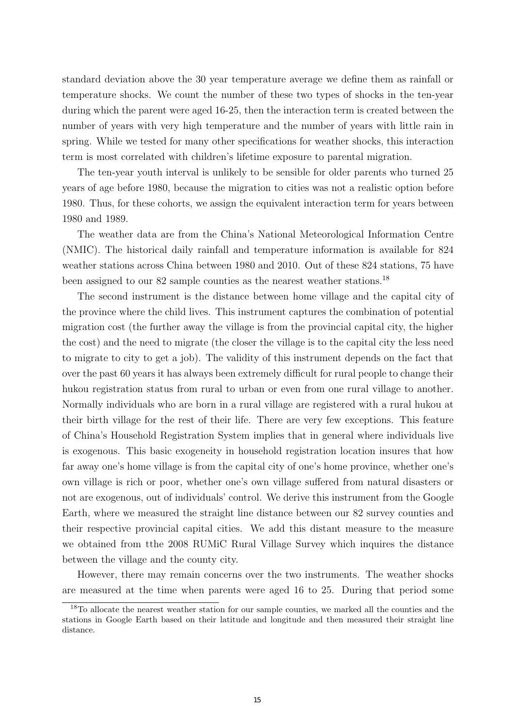standard deviation above the 30 year temperature average we define them as rainfall or temperature shocks. We count the number of these two types of shocks in the ten-year during which the parent were aged 16-25, then the interaction term is created between the number of years with very high temperature and the number of years with little rain in spring. While we tested for many other specifications for weather shocks, this interaction term is most correlated with children's lifetime exposure to parental migration.

The ten-year youth interval is unlikely to be sensible for older parents who turned 25 years of age before 1980, because the migration to cities was not a realistic option before 1980. Thus, for these cohorts, we assign the equivalent interaction term for years between 1980 and 1989.

The weather data are from the China's National Meteorological Information Centre (NMIC). The historical daily rainfall and temperature information is available for 824 weather stations across China between 1980 and 2010. Out of these 824 stations, 75 have been assigned to our 82 sample counties as the nearest weather stations.[18]

The second instrument is the distance between home village and the capital city of the province where the child lives. This instrument captures the combination of potential migration cost (the further away the village is from the provincial capital city, the higher the cost) and the need to migrate (the closer the village is to the capital city the less need to migrate to city to get a job). The validity of this instrument depends on the fact that over the past 60 years it has always been extremely difficult for rural people to change their hukou registration status from rural to urban or even from one rural village to another. Normally individuals who are born in a rural village are registered with a rural hukou at their birth village for the rest of their life. There are very few exceptions. This feature of China's Household Registration System implies that in general where individuals live is exogenous. This basic exogeneity in household registration location insures that how far away one's home village is from the capital city of one's home province, whether one's own village is rich or poor, whether one's own village suffered from natural disasters or not are exogenous, out of individuals' control. We derive this instrument from the Google Earth, where we measured the straight line distance between our 82 survey counties and their respective provincial capital cities. We add this distant measure to the measure we obtained from tthe 2008 RUMiC Rural Village Survey which inquires the distance between the village and the county city.

However, there may remain concerns over the two instruments. The weather shocks are measured at the time when parents were aged 16 to 25. During that period some

[18]To allocate the nearest weather station for our sample counties, we marked all the counties and the stations in Google Earth based on their latitude and longitude and then measured their straight line distance.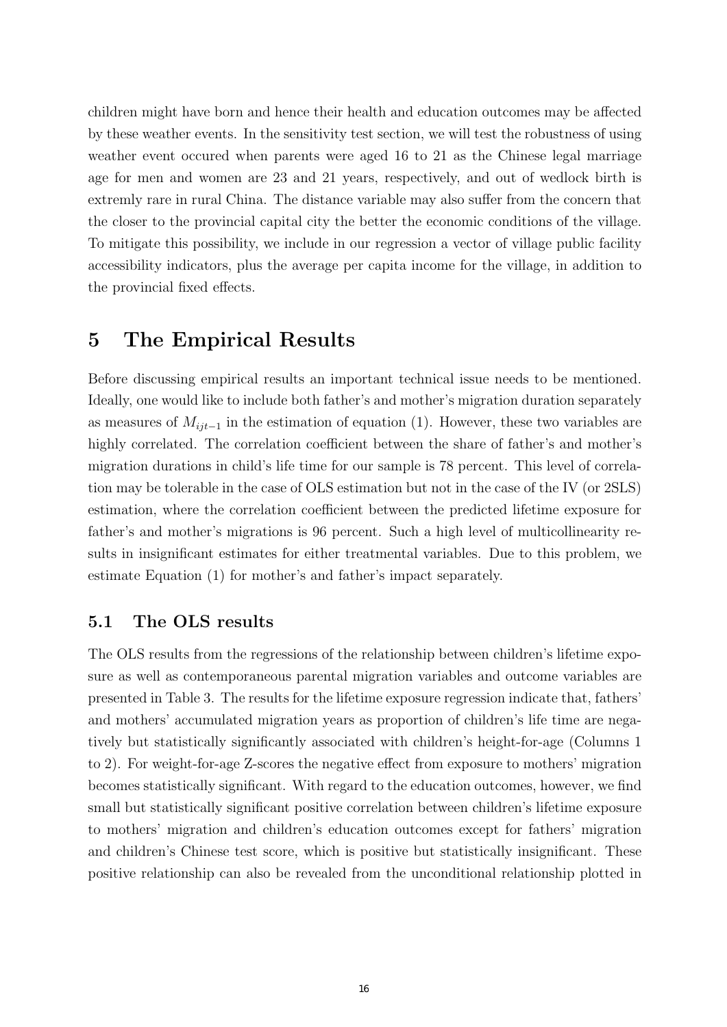children might have born and hence their health and education outcomes may be affected by these weather events. In the sensitivity test section, we will test the robustness of using weather event occured when parents were aged 16 to 21 as the Chinese legal marriage age for men and women are 23 and 21 years, respectively, and out of wedlock birth is extremly rare in rural China. The distance variable may also suffer from the concern that the closer to the provincial capital city the better the economic conditions of the village. To mitigate this possibility, we include in our regression a vector of village public facility accessibility indicators, plus the average per capita income for the village, in addition to the provincial fixed effects.

# 5 The Empirical Results

Before discussing empirical results an important technical issue needs to be mentioned. Ideally, one would like to include both father's and mother's migration duration separately as measures of $M_{ijt-1}$ in the estimation of equation (1). However, these two variables are highly correlated. The correlation coefficient between the share of father's and mother's migration durations in child's life time for our sample is 78 percent. This level of correlation may be tolerable in the case of OLS estimation but not in the case of the IV (or 2SLS) estimation, where the correlation coefficient between the predicted lifetime exposure for father's and mother's migrations is 96 percent. Such a high level of multicollinearity results in insignificant estimates for either treatmental variables. Due to this problem, we estimate Equation (1) for mother's and father's impact separately.

## 5.1 The OLS results

The OLS results from the regressions of the relationship between children's lifetime exposure as well as contemporaneous parental migration variables and outcome variables are presented in Table 3. The results for the lifetime exposure regression indicate that, fathers' and mothers' accumulated migration years as proportion of children's life time are negatively but statistically significantly associated with children's height-for-age (Columns 1 to 2). For weight-for-age Z-scores the negative effect from exposure to mothers' migration becomes statistically significant. With regard to the education outcomes, however, we find small but statistically significant positive correlation between children's lifetime exposure to mothers' migration and children's education outcomes except for fathers' migration and children's Chinese test score, which is positive but statistically insignificant. These positive relationship can also be revealed from the unconditional relationship plotted in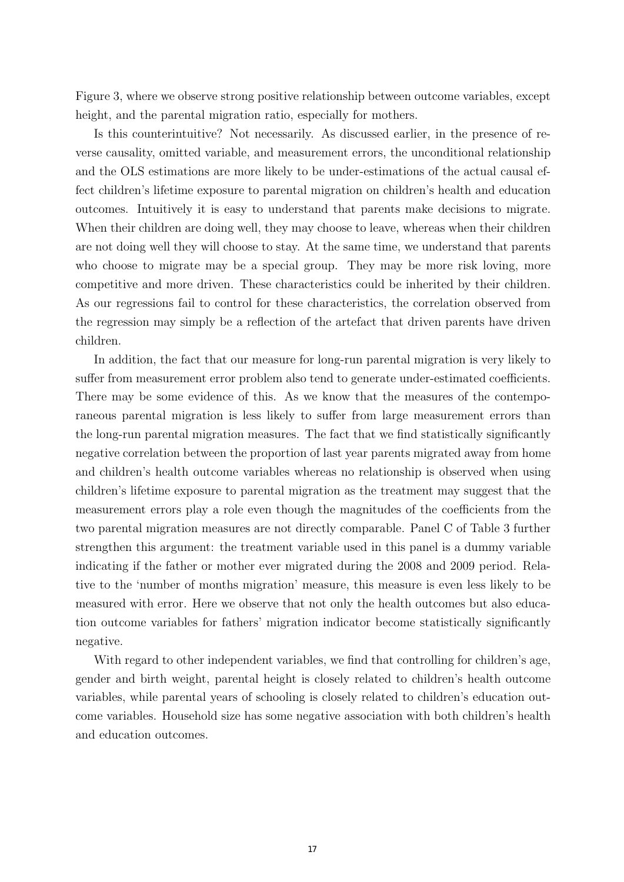Figure 3, where we observe strong positive relationship between outcome variables, except height, and the parental migration ratio, especially for mothers.

Is this counterintuitive? Not necessarily. As discussed earlier, in the presence of reverse causality, omitted variable, and measurement errors, the unconditional relationship and the OLS estimations are more likely to be under-estimations of the actual causal effect children's lifetime exposure to parental migration on children's health and education outcomes. Intuitively it is easy to understand that parents make decisions to migrate. When their children are doing well, they may choose to leave, whereas when their children are not doing well they will choose to stay. At the same time, we understand that parents who choose to migrate may be a special group. They may be more risk loving, more competitive and more driven. These characteristics could be inherited by their children. As our regressions fail to control for these characteristics, the correlation observed from the regression may simply be a reflection of the artefact that driven parents have driven children.

In addition, the fact that our measure for long-run parental migration is very likely to suffer from measurement error problem also tend to generate under-estimated coefficients. There may be some evidence of this. As we know that the measures of the contemporaneous parental migration is less likely to suffer from large measurement errors than the long-run parental migration measures. The fact that we find statistically significantly negative correlation between the proportion of last year parents migrated away from home and children's health outcome variables whereas no relationship is observed when using children's lifetime exposure to parental migration as the treatment may suggest that the measurement errors play a role even though the magnitudes of the coefficients from the two parental migration measures are not directly comparable. Panel C of Table 3 further strengthen this argument: the treatment variable used in this panel is a dummy variable indicating if the father or mother ever migrated during the 2008 and 2009 period. Relative to the 'number of months migration' measure, this measure is even less likely to be measured with error. Here we observe that not only the health outcomes but also education outcome variables for fathers' migration indicator become statistically significantly negative.

With regard to other independent variables, we find that controlling for children's age, gender and birth weight, parental height is closely related to children's health outcome variables, while parental years of schooling is closely related to children's education outcome variables. Household size has some negative association with both children's health and education outcomes.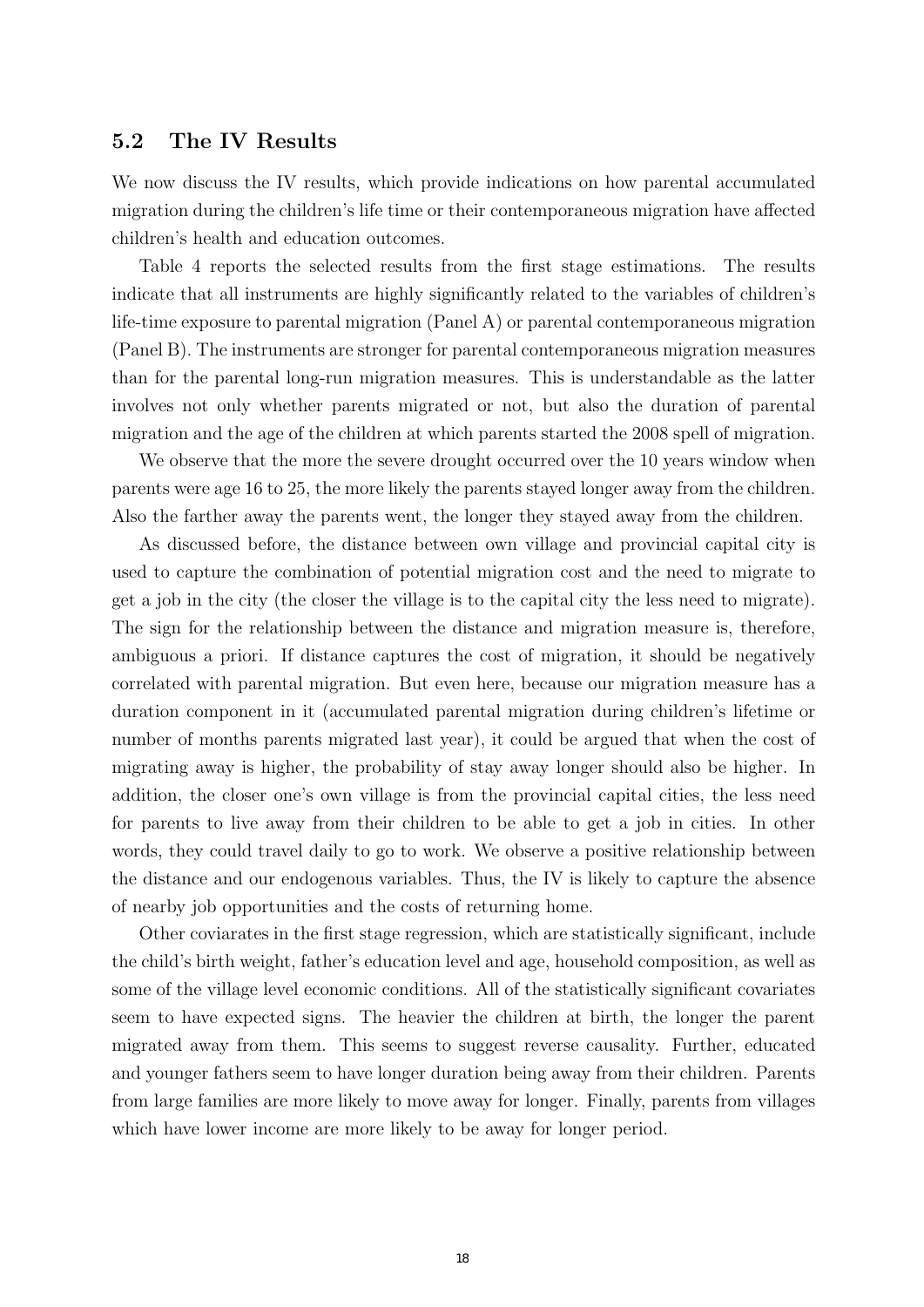### 5.2 The IV Results

We now discuss the IV results, which provide indications on how parental accumulated migration during the children's life time or their contemporaneous migration have affected children's health and education outcomes.

Table 4 reports the selected results from the first stage estimations. The results indicate that all instruments are highly significantly related to the variables of children's life-time exposure to parental migration (Panel A) or parental contemporaneous migration (Panel B). The instruments are stronger for parental contemporaneous migration measures than for the parental long-run migration measures. This is understandable as the latter involves not only whether parents migrated or not, but also the duration of parental migration and the age of the children at which parents started the 2008 spell of migration.

We observe that the more the severe drought occurred over the 10 years window when parents were age 16 to 25, the more likely the parents stayed longer away from the children. Also the farther away the parents went, the longer they stayed away from the children.

As discussed before, the distance between own village and provincial capital city is used to capture the combination of potential migration cost and the need to migrate to get a job in the city (the closer the village is to the capital city the less need to migrate). The sign for the relationship between the distance and migration measure is, therefore, ambiguous a priori. If distance captures the cost of migration, it should be negatively correlated with parental migration. But even here, because our migration measure has a duration component in it (accumulated parental migration during children's lifetime or number of months parents migrated last year), it could be argued that when the cost of migrating away is higher, the probability of stay away longer should also be higher. In addition, the closer one's own village is from the provincial capital cities, the less need for parents to live away from their children to be able to get a job in cities. In other words, they could travel daily to go to work. We observe a positive relationship between the distance and our endogenous variables. Thus, the IV is likely to capture the absence of nearby job opportunities and the costs of returning home.

Other coviarates in the first stage regression, which are statistically significant, include the child's birth weight, father's education level and age, household composition, as well as some of the village level economic conditions. All of the statistically significant covariates seem to have expected signs. The heavier the children at birth, the longer the parent migrated away from them. This seems to suggest reverse causality. Further, educated and younger fathers seem to have longer duration being away from their children. Parents from large families are more likely to move away for longer. Finally, parents from villages which have lower income are more likely to be away for longer period.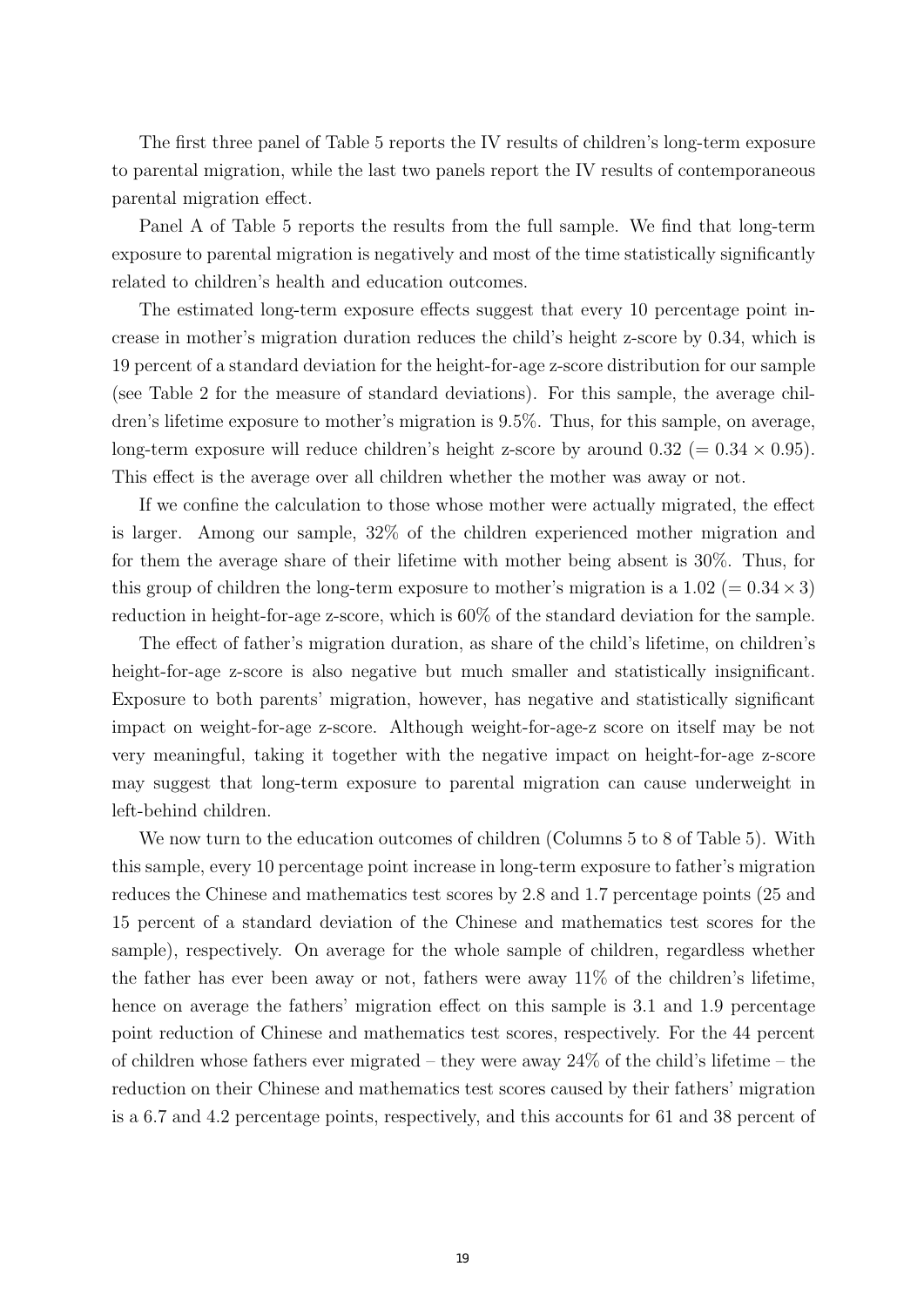The first three panel of Table 5 reports the IV results of children's long-term exposure to parental migration, while the last two panels report the IV results of contemporaneous parental migration effect.

Panel A of Table 5 reports the results from the full sample. We find that long-term exposure to parental migration is negatively and most of the time statistically significantly related to children's health and education outcomes.

The estimated long-term exposure effects suggest that every 10 percentage point increase in mother's migration duration reduces the child's height z-score by 0.34, which is 19 percent of a standard deviation for the height-for-age z-score distribution for our sample (see Table 2 for the measure of standard deviations). For this sample, the average children's lifetime exposure to mother's migration is 9.5%. Thus, for this sample, on average, long-term exposure will reduce children's height z-score by around 0.32 ($= 0.34 \times 0.95$). This effect is the average over all children whether the mother was away or not.

If we confine the calculation to those whose mother were actually migrated, the effect is larger. Among our sample, 32% of the children experienced mother migration and for them the average share of their lifetime with mother being absent is 30%. Thus, for this group of children the long-term exposure to mother's migration is a 1.02 ($= 0.34 \times 3$) reduction in height-for-age z-score, which is 60% of the standard deviation for the sample.

The effect of father's migration duration, as share of the child's lifetime, on children's height-for-age z-score is also negative but much smaller and statistically insignificant. Exposure to both parents' migration, however, has negative and statistically significant impact on weight-for-age z-score. Although weight-for-age-z score on itself may be not very meaningful, taking it together with the negative impact on height-for-age z-score may suggest that long-term exposure to parental migration can cause underweight in left-behind children.

We now turn to the education outcomes of children (Columns 5 to 8 of Table 5). With this sample, every 10 percentage point increase in long-term exposure to father's migration reduces the Chinese and mathematics test scores by 2.8 and 1.7 percentage points (25 and 15 percent of a standard deviation of the Chinese and mathematics test scores for the sample), respectively. On average for the whole sample of children, regardless whether the father has ever been away or not, fathers were away 11% of the children's lifetime, hence on average the fathers' migration effect on this sample is 3.1 and 1.9 percentage point reduction of Chinese and mathematics test scores, respectively. For the 44 percent of children whose fathers ever migrated – they were away 24% of the child's lifetime – the reduction on their Chinese and mathematics test scores caused by their fathers' migration is a 6.7 and 4.2 percentage points, respectively, and this accounts for 61 and 38 percent of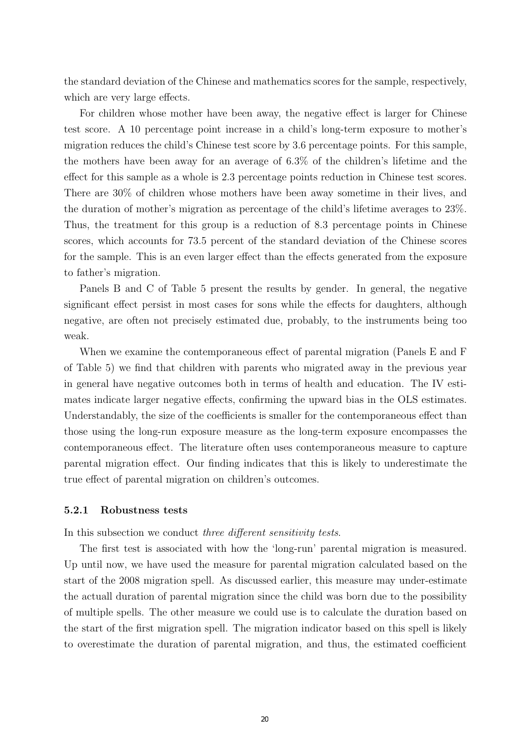the standard deviation of the Chinese and mathematics scores for the sample, respectively, which are very large effects.

For children whose mother have been away, the negative effect is larger for Chinese test score. A 10 percentage point increase in a child's long-term exposure to mother's migration reduces the child's Chinese test score by 3.6 percentage points. For this sample, the mothers have been away for an average of 6.3% of the children's lifetime and the effect for this sample as a whole is 2.3 percentage points reduction in Chinese test scores. There are 30% of children whose mothers have been away sometime in their lives, and the duration of mother's migration as percentage of the child's lifetime averages to 23%. Thus, the treatment for this group is a reduction of 8.3 percentage points in Chinese scores, which accounts for 73.5 percent of the standard deviation of the Chinese scores for the sample. This is an even larger effect than the effects generated from the exposure to father's migration.

Panels B and C of Table 5 present the results by gender. In general, the negative significant effect persist in most cases for sons while the effects for daughters, although negative, are often not precisely estimated due, probably, to the instruments being too weak.

When we examine the contemporaneous effect of parental migration (Panels E and F of Table 5) we find that children with parents who migrated away in the previous year in general have negative outcomes both in terms of health and education. The IV estimates indicate larger negative effects, confirming the upward bias in the OLS estimates. Understandably, the size of the coefficients is smaller for the contemporaneous effect than those using the long-run exposure measure as the long-term exposure encompasses the contemporaneous effect. The literature often uses contemporaneous measure to capture parental migration effect. Our finding indicates that this is likely to underestimate the true effect of parental migration on children's outcomes.

### 5.2.1 Robustness tests

In this subsection we conduct *three different sensitivity tests*.

The first test is associated with how the 'long-run' parental migration is measured. Up until now, we have used the measure for parental migration calculated based on the start of the 2008 migration spell. As discussed earlier, this measure may under-estimate the actuall duration of parental migration since the child was born due to the possibility of multiple spells. The other measure we could use is to calculate the duration based on the start of the first migration spell. The migration indicator based on this spell is likely to overestimate the duration of parental migration, and thus, the estimated coefficient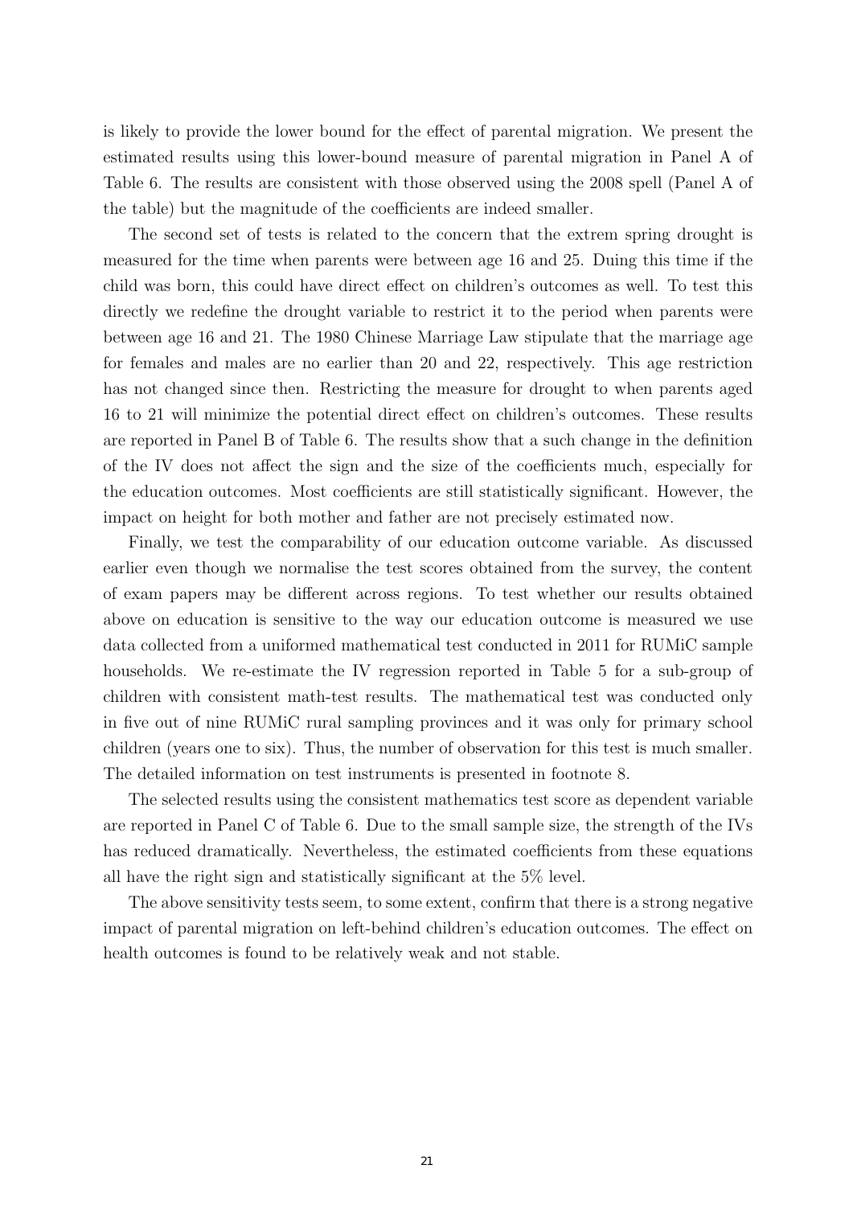is likely to provide the lower bound for the effect of parental migration. We present the estimated results using this lower-bound measure of parental migration in Panel A of Table 6. The results are consistent with those observed using the 2008 spell (Panel A of the table) but the magnitude of the coefficients are indeed smaller.

The second set of tests is related to the concern that the extrem spring drought is measured for the time when parents were between age 16 and 25. Duing this time if the child was born, this could have direct effect on children's outcomes as well. To test this directly we redefine the drought variable to restrict it to the period when parents were between age 16 and 21. The 1980 Chinese Marriage Law stipulate that the marriage age for females and males are no earlier than 20 and 22, respectively. This age restriction has not changed since then. Restricting the measure for drought to when parents aged 16 to 21 will minimize the potential direct effect on children's outcomes. These results are reported in Panel B of Table 6. The results show that a such change in the definition of the IV does not affect the sign and the size of the coefficients much, especially for the education outcomes. Most coefficients are still statistically significant. However, the impact on height for both mother and father are not precisely estimated now.

Finally, we test the comparability of our education outcome variable. As discussed earlier even though we normalise the test scores obtained from the survey, the content of exam papers may be different across regions. To test whether our results obtained above on education is sensitive to the way our education outcome is measured we use data collected from a uniformed mathematical test conducted in 2011 for RUMiC sample households. We re-estimate the IV regression reported in Table 5 for a sub-group of children with consistent math-test results. The mathematical test was conducted only in five out of nine RUMiC rural sampling provinces and it was only for primary school children (years one to six). Thus, the number of observation for this test is much smaller. The detailed information on test instruments is presented in footnote 8.

The selected results using the consistent mathematics test score as dependent variable are reported in Panel C of Table 6. Due to the small sample size, the strength of the IVs has reduced dramatically. Nevertheless, the estimated coefficients from these equations all have the right sign and statistically significant at the 5% level.

The above sensitivity tests seem, to some extent, confirm that there is a strong negative impact of parental migration on left-behind children's education outcomes. The effect on health outcomes is found to be relatively weak and not stable.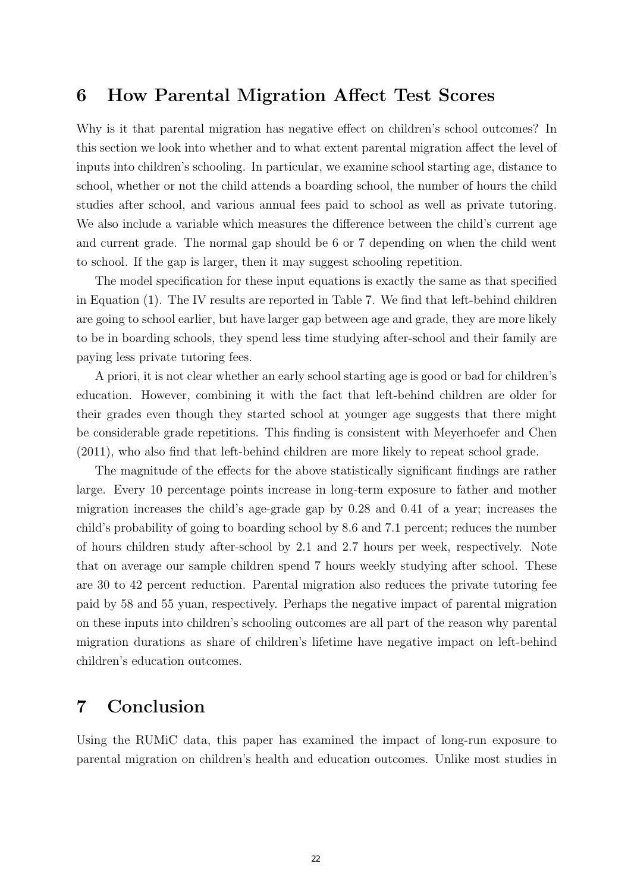## 6 How Parental Migration Affect Test Scores

Why is it that parental migration has negative effect on children's school outcomes? In this section we look into whether and to what extent parental migration affect the level of inputs into children's schooling. In particular, we examine school starting age, distance to school, whether or not the child attends a boarding school, the number of hours the child studies after school, and various annual fees paid to school as well as private tutoring. We also include a variable which measures the difference between the child's current age and current grade. The normal gap should be 6 or 7 depending on when the child went to school. If the gap is larger, then it may suggest schooling repetition.

The model specification for these input equations is exactly the same as that specified in Equation (1). The IV results are reported in Table 7. We find that left-behind children are going to school earlier, but have larger gap between age and grade, they are more likely to be in boarding schools, they spend less time studying after-school and their family are paying less private tutoring fees.

A priori, it is not clear whether an early school starting age is good or bad for children's education. However, combining it with the fact that left-behind children are older for their grades even though they started school at younger age suggests that there might be considerable grade repetitions. This finding is consistent with Meyerhoefer and Chen (2011), who also find that left-behind children are more likely to repeat school grade.

The magnitude of the effects for the above statistically significant findings are rather large. Every 10 percentage points increase in long-term exposure to father and mother migration increases the child's age-grade gap by 0.28 and 0.41 of a year; increases the child's probability of going to boarding school by 8.6 and 7.1 percent; reduces the number of hours children study after-school by 2.1 and 2.7 hours per week, respectively. Note that on average our sample children spend 7 hours weekly studying after school. These are 30 to 42 percent reduction. Parental migration also reduces the private tutoring fee paid by 58 and 55 yuan, respectively. Perhaps the negative impact of parental migration on these inputs into children's schooling outcomes are all part of the reason why parental migration durations as share of children's lifetime have negative impact on left-behind children's education outcomes.

## 7 Conclusion

Using the RUMiC data, this paper has examined the impact of long-run exposure to parental migration on children's health and education outcomes. Unlike most studies in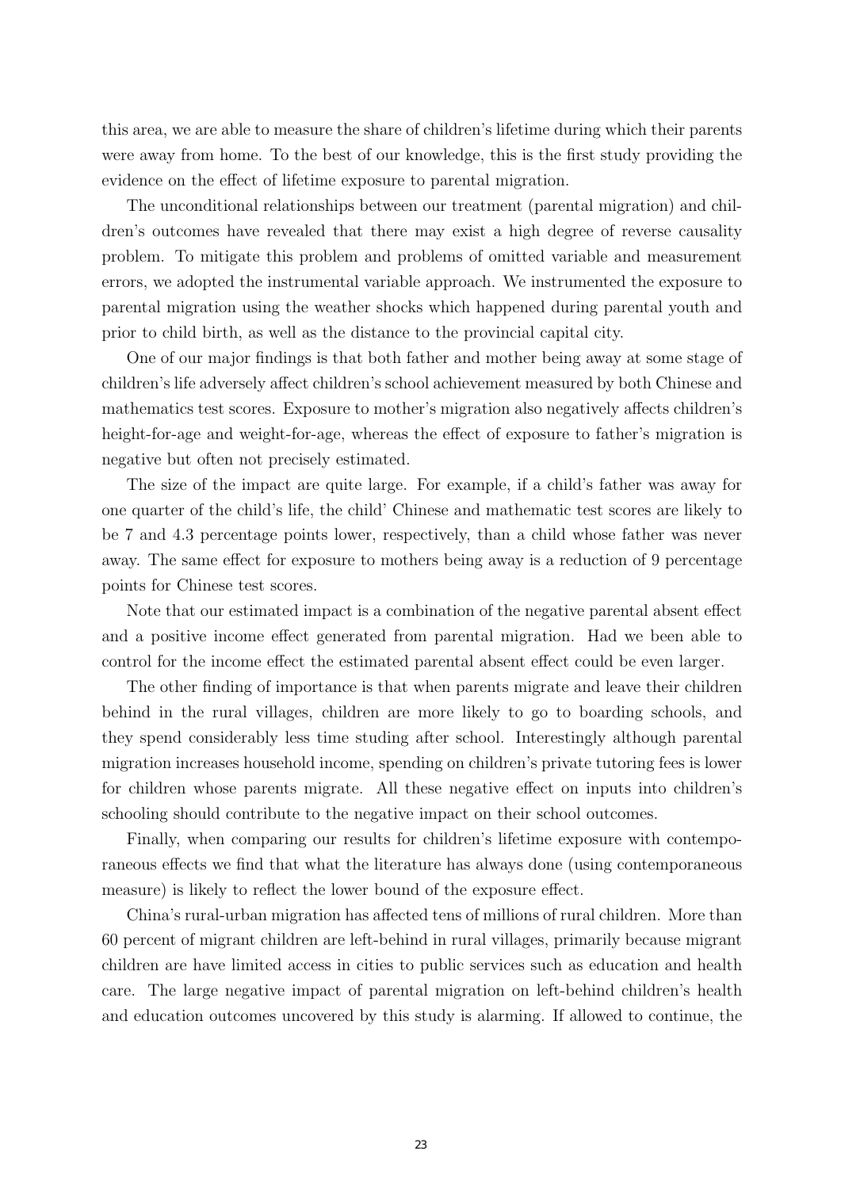this area, we are able to measure the share of children's lifetime during which their parents were away from home. To the best of our knowledge, this is the first study providing the evidence on the effect of lifetime exposure to parental migration.

The unconditional relationships between our treatment (parental migration) and children's outcomes have revealed that there may exist a high degree of reverse causality problem. To mitigate this problem and problems of omitted variable and measurement errors, we adopted the instrumental variable approach. We instrumented the exposure to parental migration using the weather shocks which happened during parental youth and prior to child birth, as well as the distance to the provincial capital city.

One of our major findings is that both father and mother being away at some stage of children's life adversely affect children's school achievement measured by both Chinese and mathematics test scores. Exposure to mother's migration also negatively affects children's height-for-age and weight-for-age, whereas the effect of exposure to father's migration is negative but often not precisely estimated.

The size of the impact are quite large. For example, if a child's father was away for one quarter of the child's life, the child' Chinese and mathematic test scores are likely to be 7 and 4.3 percentage points lower, respectively, than a child whose father was never away. The same effect for exposure to mothers being away is a reduction of 9 percentage points for Chinese test scores.

Note that our estimated impact is a combination of the negative parental absent effect and a positive income effect generated from parental migration. Had we been able to control for the income effect the estimated parental absent effect could be even larger.

The other finding of importance is that when parents migrate and leave their children behind in the rural villages, children are more likely to go to boarding schools, and they spend considerably less time studing after school. Interestingly although parental migration increases household income, spending on children's private tutoring fees is lower for children whose parents migrate. All these negative effect on inputs into children's schooling should contribute to the negative impact on their school outcomes.

Finally, when comparing our results for children's lifetime exposure with contemporaneous effects we find that what the literature has always done (using contemporaneous measure) is likely to reflect the lower bound of the exposure effect.

China's rural-urban migration has affected tens of millions of rural children. More than 60 percent of migrant children are left-behind in rural villages, primarily because migrant children are have limited access in cities to public services such as education and health care. The large negative impact of parental migration on left-behind children's health and education outcomes uncovered by this study is alarming. If allowed to continue, the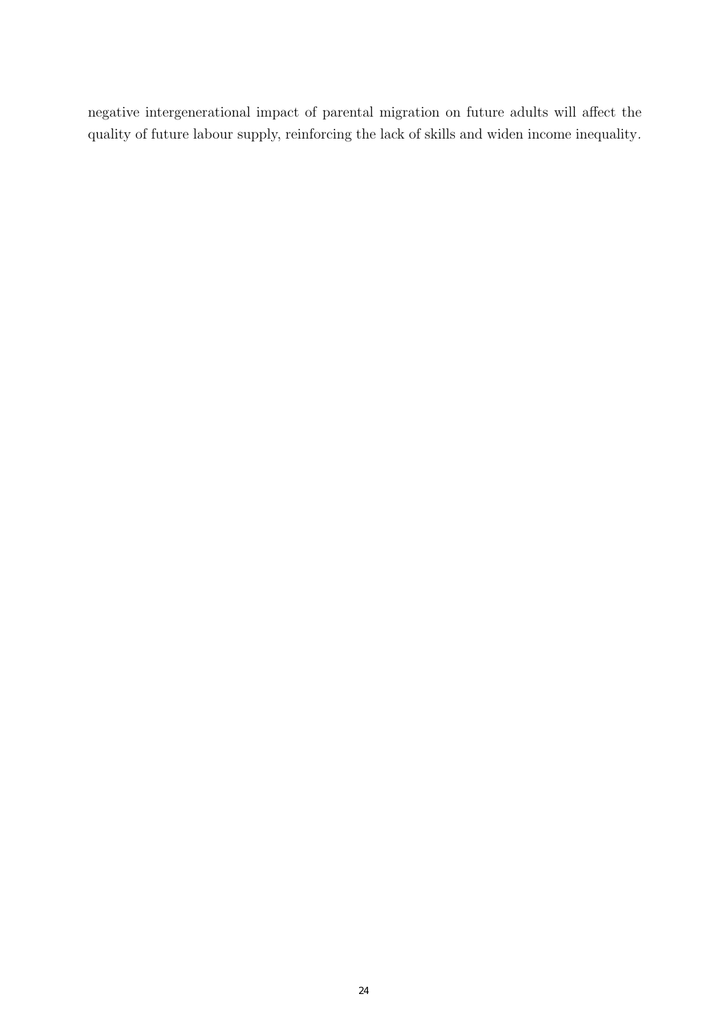negative intergenerational impact of parental migration on future adults will affect the quality of future labour supply, reinforcing the lack of skills and widen income inequality.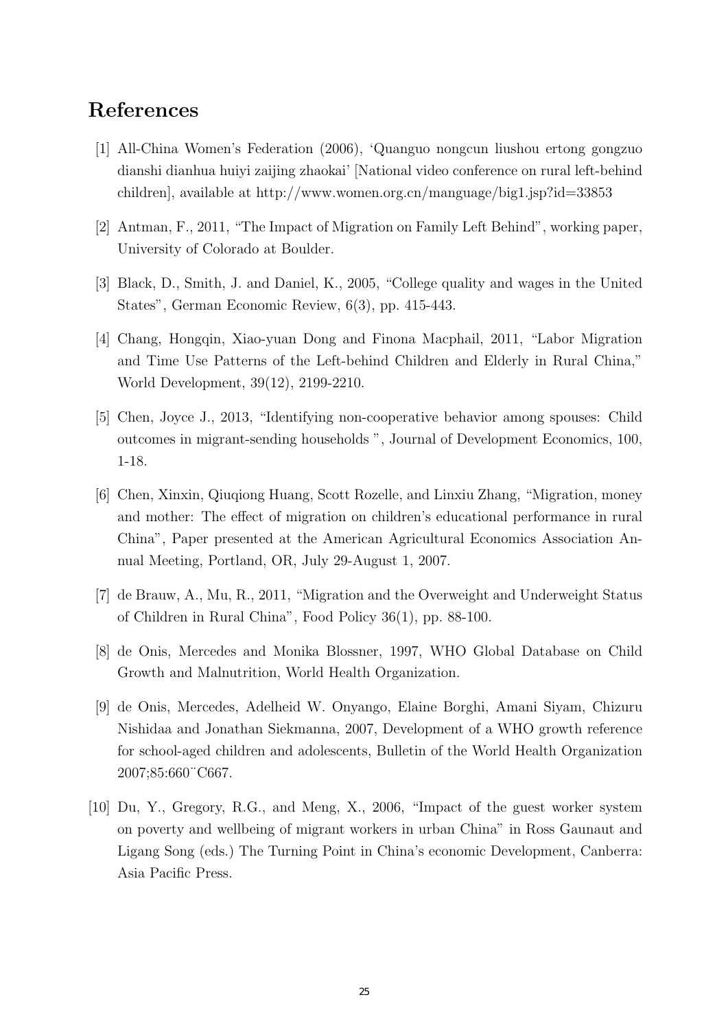# References

[1] All-China Women's Federation (2006), 'Quanguo nongcun liushou ertong gongzuo dianshi dianhua huiyi zaijing zhaokai' [National video conference on rural left-behind children], available at http://www.women.org.cn/manguage/big1.jsp?id=33853

[2] Antman, F., 2011, "The Impact of Migration on Family Left Behind", working paper, University of Colorado at Boulder.

[3] Black, D., Smith, J. and Daniel, K., 2005, "College quality and wages in the United States", German Economic Review, 6(3), pp. 415-443.

[4] Chang, Hongqin, Xiao-yuan Dong and Finona Macphail, 2011, "Labor Migration and Time Use Patterns of the Left-behind Children and Elderly in Rural China," World Development, 39(12), 2199-2210.

[5] Chen, Joyce J., 2013, "Identifying non-cooperative behavior among spouses: Child outcomes in migrant-sending households ", Journal of Development Economics, 100, 1-18.

[6] Chen, Xinxin, Qiuqiong Huang, Scott Rozelle, and Linxiu Zhang, "Migration, money and mother: The effect of migration on children's educational performance in rural China", Paper presented at the American Agricultural Economics Association Annual Meeting, Portland, OR, July 29-August 1, 2007.

[7] de Brauw, A., Mu, R., 2011, "Migration and the Overweight and Underweight Status of Children in Rural China", Food Policy 36(1), pp. 88-100.

[8] de Onis, Mercedes and Monika Blossner, 1997, WHO Global Database on Child Growth and Malnutrition, World Health Organization.

[9] de Onis, Mercedes, Adelheid W. Onyango, Elaine Borghi, Amani Siyam, Chizuru Nishidaa and Jonathan Siekmanna, 2007, Development of a WHO growth reference for school-aged children and adolescents, Bulletin of the World Health Organization 2007;85:660¨C667.

[10] Du, Y., Gregory, R.G., and Meng, X., 2006, "Impact of the guest worker system on poverty and wellbeing of migrant workers in urban China" in Ross Gaunaut and Ligang Song (eds.) The Turning Point in China's economic Development, Canberra: Asia Pacific Press.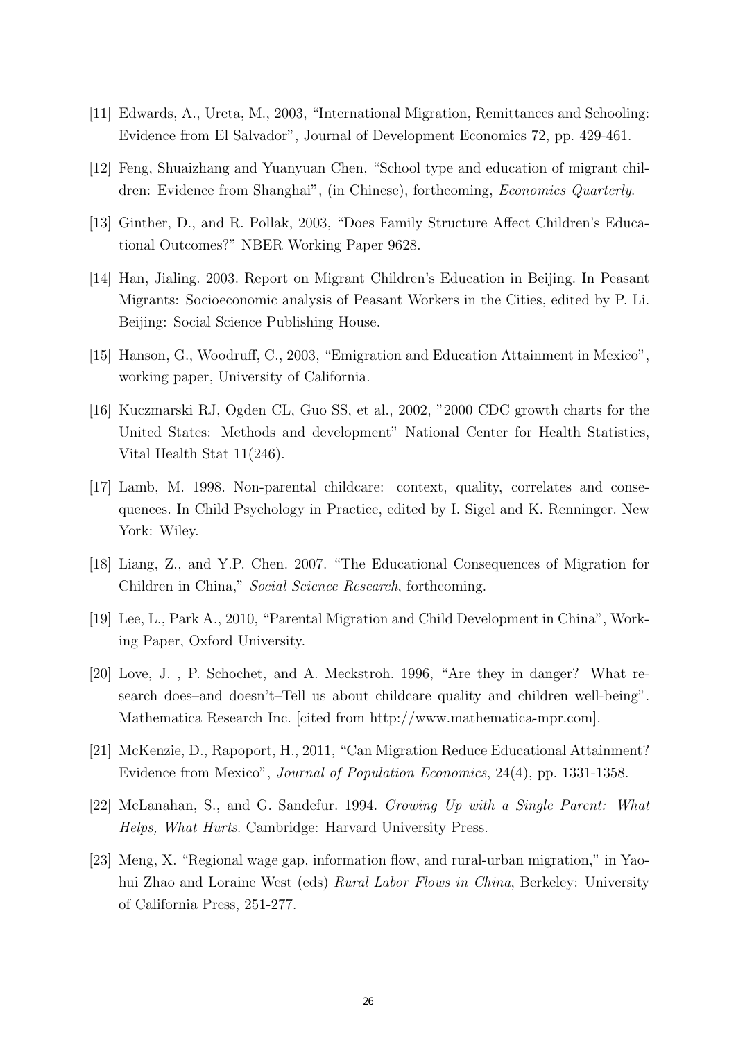[11] Edwards, A., Ureta, M., 2003, "International Migration, Remittances and Schooling: Evidence from El Salvador", Journal of Development Economics 72, pp. 429-461.

[12] Feng, Shuaizhang and Yuanyuan Chen, "School type and education of migrant children: Evidence from Shanghai", (in Chinese), forthcoming, *Economics Quarterly*.

[13] Ginther, D., and R. Pollak, 2003, "Does Family Structure Affect Children's Educational Outcomes?" NBER Working Paper 9628.

[14] Han, Jialing. 2003. Report on Migrant Children's Education in Beijing. In Peasant Migrants: Socioeconomic analysis of Peasant Workers in the Cities, edited by P. Li. Beijing: Social Science Publishing House.

[15] Hanson, G., Woodruff, C., 2003, "Emigration and Education Attainment in Mexico", working paper, University of California.

[16] Kuczmarski RJ, Ogden CL, Guo SS, et al., 2002, "2000 CDC growth charts for the United States: Methods and development" National Center for Health Statistics, Vital Health Stat 11(246).

[17] Lamb, M. 1998. Non-parental childcare: context, quality, correlates and consequences. In Child Psychology in Practice, edited by I. Sigel and K. Renninger. New York: Wiley.

[18] Liang, Z., and Y.P. Chen. 2007. "The Educational Consequences of Migration for Children in China," *Social Science Research*, forthcoming.

[19] Lee, L., Park A., 2010, "Parental Migration and Child Development in China", Working Paper, Oxford University.

[20] Love, J. , P. Schochet, and A. Meckstroh. 1996, "Are they in danger? What research does–and doesn't–Tell us about childcare quality and children well-being". Mathematica Research Inc. [cited from http://www.mathematica-mpr.com].

[21] McKenzie, D., Rapoport, H., 2011, "Can Migration Reduce Educational Attainment? Evidence from Mexico", *Journal of Population Economics*, 24(4), pp. 1331-1358.

[22] McLanahan, S., and G. Sandefur. 1994. *Growing Up with a Single Parent: What Helps, What Hurts*. Cambridge: Harvard University Press.

[23] Meng, X. "Regional wage gap, information flow, and rural-urban migration," in Yaohui Zhao and Loraine West (eds) *Rural Labor Flows in China*, Berkeley: University of California Press, 251-277.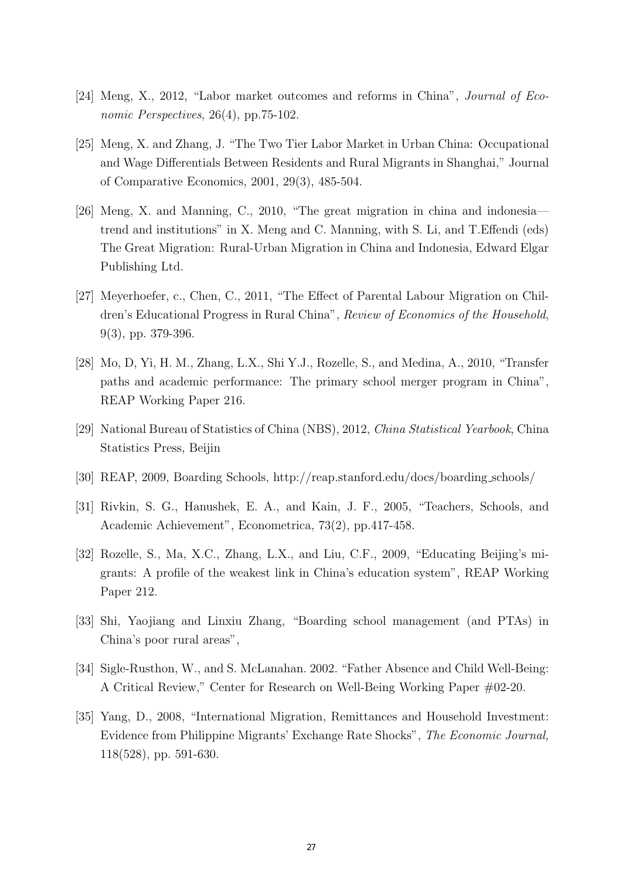[24] Meng, X., 2012, "Labor market outcomes and reforms in China", *Journal of Economic Perspectives*, 26(4), pp.75-102.

[25] Meng, X. and Zhang, J. "The Two Tier Labor Market in Urban China: Occupational and Wage Differentials Between Residents and Rural Migrants in Shanghai," Journal of Comparative Economics, 2001, 29(3), 485-504.

[26] Meng, X. and Manning, C., 2010, "The great migration in china and indonesia—trend and institutions" in X. Meng and C. Manning, with S. Li, and T.Effendi (eds) The Great Migration: Rural-Urban Migration in China and Indonesia, Edward Elgar Publishing Ltd.

[27] Meyerhoefer, c., Chen, C., 2011, "The Effect of Parental Labour Migration on Children's Educational Progress in Rural China", *Review of Economics of the Household*, 9(3), pp. 379-396.

[28] Mo, D, Yi, H. M., Zhang, L.X., Shi Y.J., Rozelle, S., and Medina, A., 2010, "Transfer paths and academic performance: The primary school merger program in China", REAP Working Paper 216.

[29] National Bureau of Statistics of China (NBS), 2012, *China Statistical Yearbook*, China Statistics Press, Beijin

[30] REAP, 2009, Boarding Schools, http://reap.stanford.edu/docs/boarding_schools/

[31] Rivkin, S. G., Hanushek, E. A., and Kain, J. F., 2005, "Teachers, Schools, and Academic Achievement", Econometrica, 73(2), pp.417-458.

[32] Rozelle, S., Ma, X.C., Zhang, L.X., and Liu, C.F., 2009, "Educating Beijing's migrants: A profile of the weakest link in China's education system", REAP Working Paper 212.

[33] Shi, Yaojiang and Linxiu Zhang, "Boarding school management (and PTAs) in China's poor rural areas",

[34] Sigle-Rusthon, W., and S. McLanahan. 2002. "Father Absence and Child Well-Being: A Critical Review," Center for Research on Well-Being Working Paper #02-20.

[35] Yang, D., 2008, "International Migration, Remittances and Household Investment: Evidence from Philippine Migrants' Exchange Rate Shocks", *The Economic Journal,* 118(528), pp. 591-630.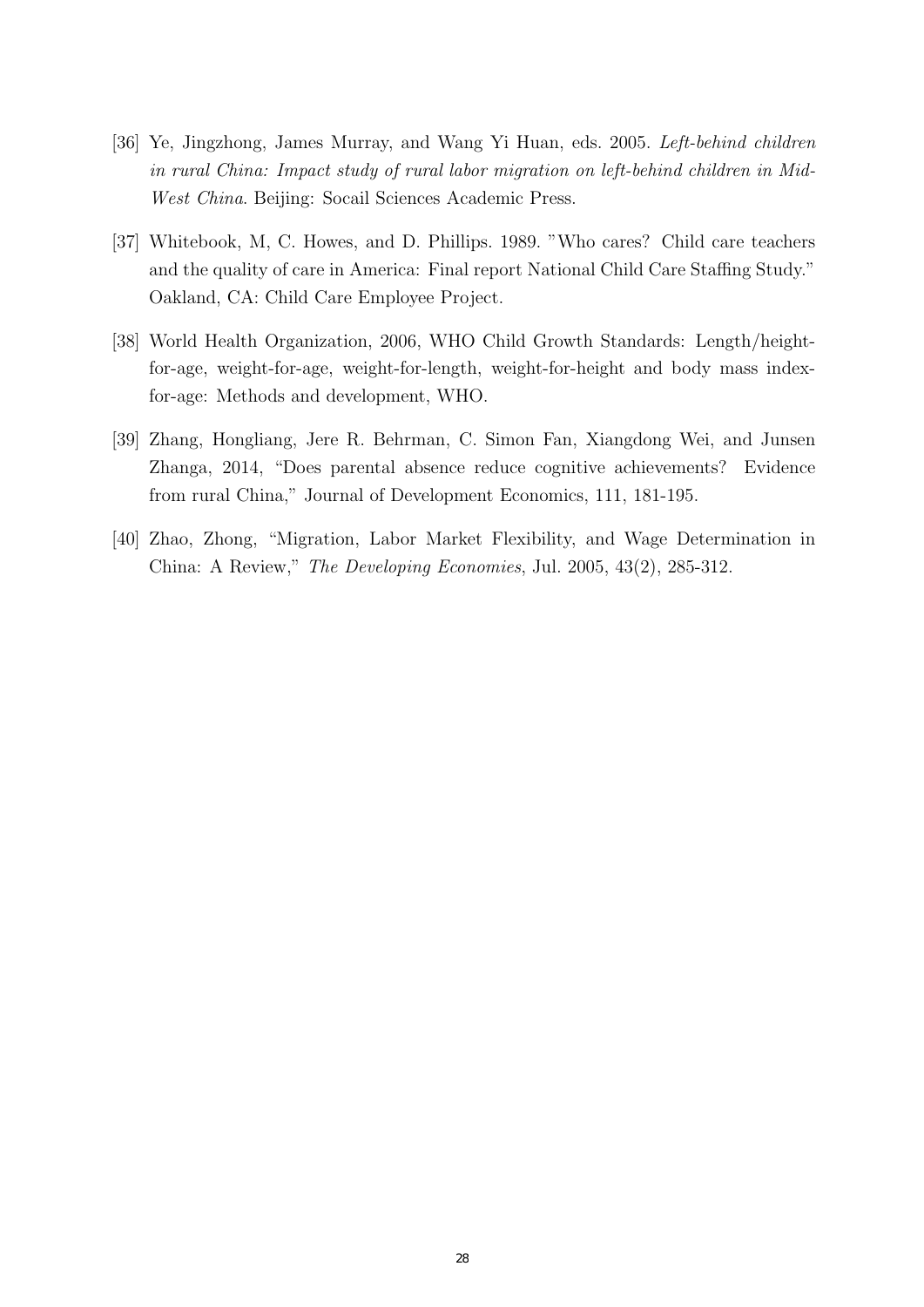[36] Ye, Jingzhong, James Murray, and Wang Yi Huan, eds. 2005. *Left-behind children in rural China: Impact study of rural labor migration on left-behind children in Mid-West China*. Beijing: Socail Sciences Academic Press.

[37] Whitebook, M, C. Howes, and D. Phillips. 1989. "Who cares? Child care teachers and the quality of care in America: Final report National Child Care Staffing Study." Oakland, CA: Child Care Employee Project.

[38] World Health Organization, 2006, WHO Child Growth Standards: Length/height-for-age, weight-for-age, weight-for-length, weight-for-height and body mass index-for-age: Methods and development, WHO.

[39] Zhang, Hongliang, Jere R. Behrman, C. Simon Fan, Xiangdong Wei, and Junsen Zhanga, 2014, "Does parental absence reduce cognitive achievements? Evidence from rural China," Journal of Development Economics, 111, 181-195.

[40] Zhao, Zhong, "Migration, Labor Market Flexibility, and Wage Determination in China: A Review," *The Developing Economies*, Jul. 2005, 43(2), 285-312.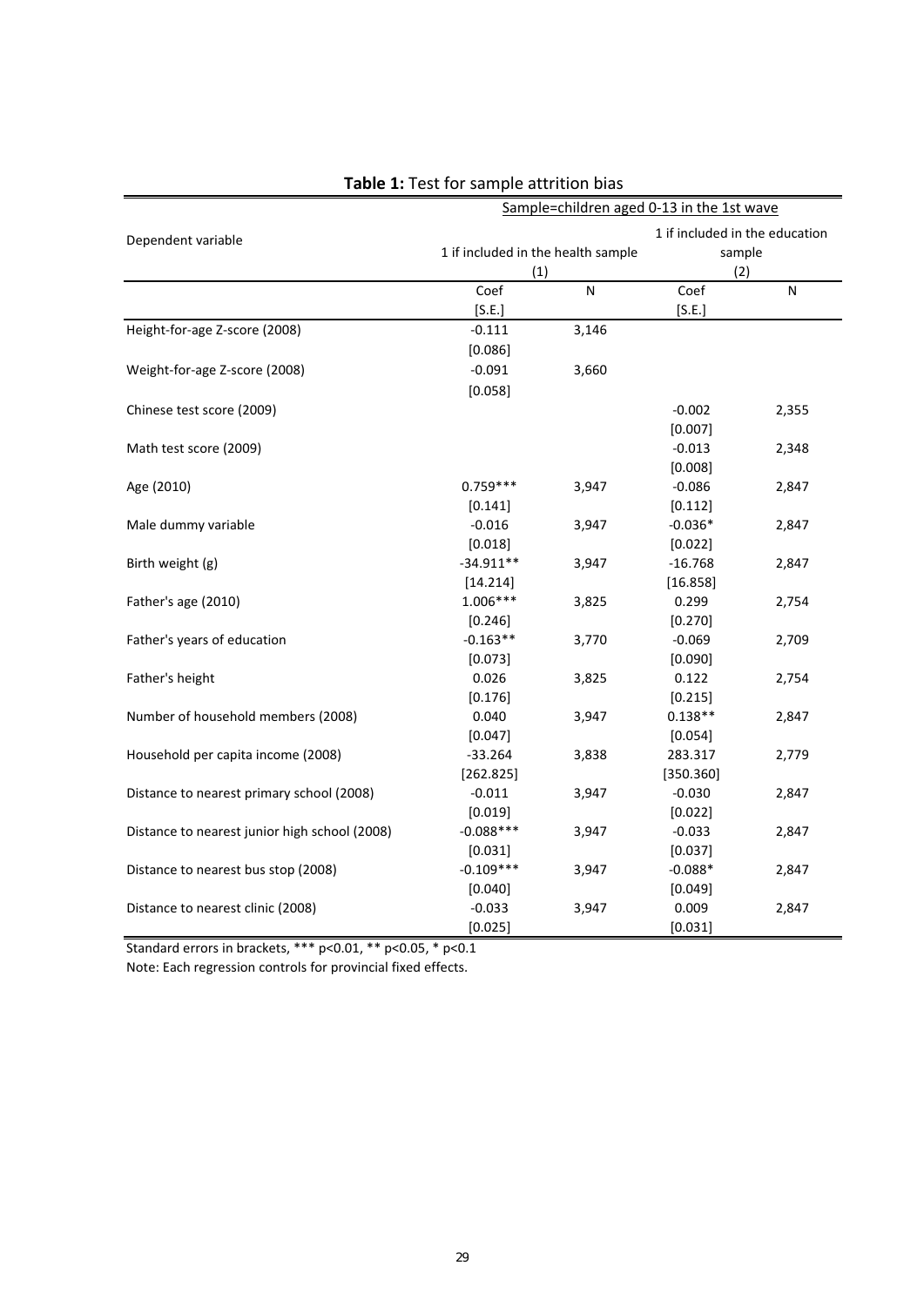**Table 1:** Test for sample attrition bias

| Dependent variable | Sample=children aged 0-13 in the 1st wave | | | |
|---|---|---|---|---|
| | 1 if included in the health sample (1) | | 1 if included in the education sample (2) | |
| | Coef [S.E.] | N | Coef [S.E.] | N |
| Height-for-age Z-score (2008) | -0.111 [0.086] | 3,146 | | |
| Weight-for-age Z-score (2008) | -0.091 [0.058] | 3,660 | | |
| Chinese test score (2009) | | | -0.002 [0.007] | 2,355 |
| Math test score (2009) | | | -0.013 [0.008] | 2,348 |
| Age (2010) | 0.759*** [0.141] | 3,947 | -0.086 [0.112] | 2,847 |
| Male dummy variable | -0.016 [0.018] | 3,947 | -0.036* [0.022] | 2,847 |
| Birth weight (g) | -34.911** [14.214] | 3,947 | -16.768 [16.858] | 2,847 |
| Father's age (2010) | 1.006*** [0.246] | 3,825 | 0.299 [0.270] | 2,754 |
| Father's years of education | -0.163** [0.073] | 3,770 | -0.069 [0.090] | 2,709 |
| Father's height | 0.026 [0.176] | 3,825 | 0.122 [0.215] | 2,754 |
| Number of household members (2008) | 0.040 [0.047] | 3,947 | 0.138** [0.054] | 2,847 |
| Household per capita income (2008) | -33.264 [262.825] | 3,838 | 283.317 [350.360] | 2,779 |
| Distance to nearest primary school (2008) | -0.011 [0.019] | 3,947 | -0.030 [0.022] | 2,847 |
| Distance to nearest junior high school (2008) | -0.088*** [0.031] | 3,947 | -0.033 [0.037] | 2,847 |
| Distance to nearest bus stop (2008) | -0.109*** [0.040] | 3,947 | -0.088* [0.049] | 2,847 |
| Distance to nearest clinic (2008) | -0.033 [0.025] | 3,947 | 0.009 [0.031] | 2,847 |

Standard errors in brackets, *** p<0.01, ** p<0.05, * p<0.1

Note: Each regression controls for provincial fixed effects.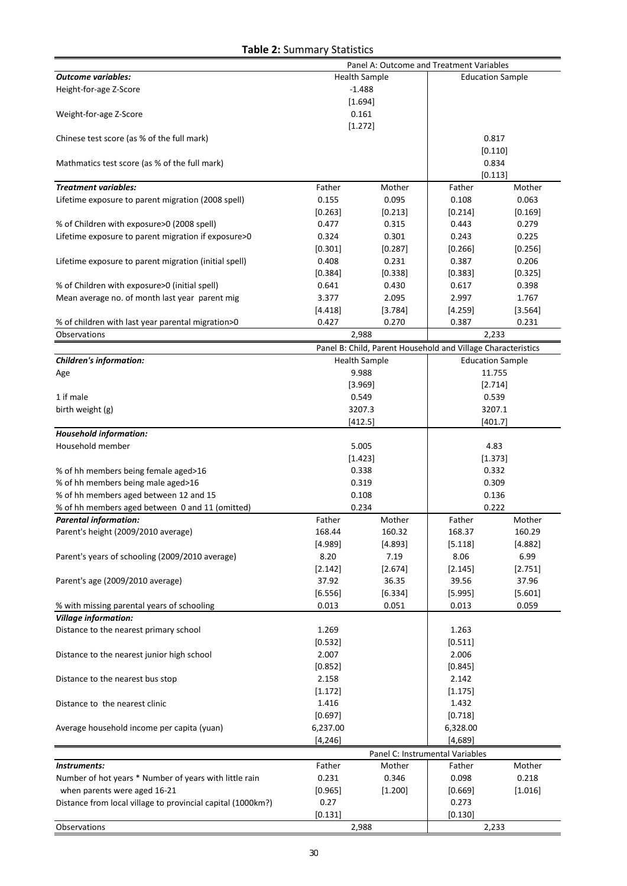**Table 2:** Summary Statistics

| | Panel A: Outcome and Treatment Variables | | | |
|---|---|---|---|---|
| ***Outcome variables:*** | Health Sample | | Education Sample | |
| Height-for-age Z-Score | -1.488 | | | |
| | [1.694] | | | |
| Weight-for-age Z-Score | 0.161 | | | |
| | [1.272] | | | |
| Chinese test score (as % of the full mark) | | | 0.817 | |
| | | | [0.110] | |
| Mathmatics test score (as % of the full mark) | | | 0.834 | |
| | | | [0.113] | |
| ***Treatment variables:*** | Father | Mother | Father | Mother |
| Lifetime exposure to parent migration (2008 spell) | 0.155 | 0.095 | 0.108 | 0.063 |
| | [0.263] | [0.213] | [0.214] | [0.169] |
| % of Children with exposure>0 (2008 spell) | 0.477 | 0.315 | 0.443 | 0.279 |
| Lifetime exposure to parent migration if exposure>0 | 0.324 | 0.301 | 0.243 | 0.225 |
| | [0.301] | [0.287] | [0.266] | [0.256] |
| Lifetime exposure to parent migration (initial spell) | 0.408 | 0.231 | 0.387 | 0.206 |
| | [0.384] | [0.338] | [0.383] | [0.325] |
| % of Children with exposure>0 (initial spell) | 0.641 | 0.430 | 0.617 | 0.398 |
| Mean average no. of month last year parent mig | 3.377 | 2.095 | 2.997 | 1.767 |
| | [4.418] | [3.784] | [4.259] | [3.564] |
| % of children with last year parental migration>0 | 0.427 | 0.270 | 0.387 | 0.231 |
| Observations | 2,988 | | 2,233 | |
| | Panel B: Child, Parent Household and Village Characteristics | | | |
| ***Children's information:*** | Health Sample | | Education Sample | |
| Age | 9.988 | | 11.755 | |
| | [3.969] | | [2.714] | |
| 1 if male | 0.549 | | 0.539 | |
| birth weight (g) | 3207.3 | | 3207.1 | |
| | [412.5] | | [401.7] | |
| ***Household information:*** | | | | |
| Household member | 5.005 | | 4.83 | |
| | [1.423] | | [1.373] | |
| % of hh members being female aged>16 | 0.338 | | 0.332 | |
| % of hh members being male aged>16 | 0.319 | | 0.309 | |
| % of hh members aged between 12 and 15 | 0.108 | | 0.136 | |
| % of hh members aged between 0 and 11 (omitted) | 0.234 | | 0.222 | |
| ***Parental information:*** | Father | Mother | Father | Mother |
| Parent's height (2009/2010 average) | 168.44 | 160.32 | 168.37 | 160.29 |
| | [4.989] | [4.893] | [5.118] | [4.882] |
| Parent's years of schooling (2009/2010 average) | 8.20 | 7.19 | 8.06 | 6.99 |
| | [2.142] | [2.674] | [2.145] | [2.751] |
| Parent's age (2009/2010 average) | 37.92 | 36.35 | 39.56 | 37.96 |
| | [6.556] | [6.334] | [5.995] | [5.601] |
| % with missing parental years of schooling | 0.013 | 0.051 | 0.013 | 0.059 |
| ***Village information:*** | | | | |
| Distance to the nearest primary school | 1.269 | | 1.263 | |
| | [0.532] | | [0.511] | |
| Distance to the nearest junior high school | 2.007 | | 2.006 | |
| | [0.852] | | [0.845] | |
| Distance to the nearest bus stop | 2.158 | | 2.142 | |
| | [1.172] | | [1.175] | |
| Distance to the nearest clinic | 1.416 | | 1.432 | |
| | [0.697] | | [0.718] | |
| Average household income per capita (yuan) | 6,237.00 | | 6,328.00 | |
| | [4,246] | | [4,689] | |
| | Panel C: Instrumental Variables | | | |
| ***Instruments:*** | Father | Mother | Father | Mother |
| Number of hot years * Number of years with little rain | 0.231 | 0.346 | 0.098 | 0.218 |
| when parents were aged 16-21 | [0.965] | [1.200] | [0.669] | [1.016] |
| Distance from local village to provincial capital (1000km?) | 0.27 | | 0.273 | |
| | [0.131] | | [0.130] | |
| Observations | 2,988 | | 2,233 | |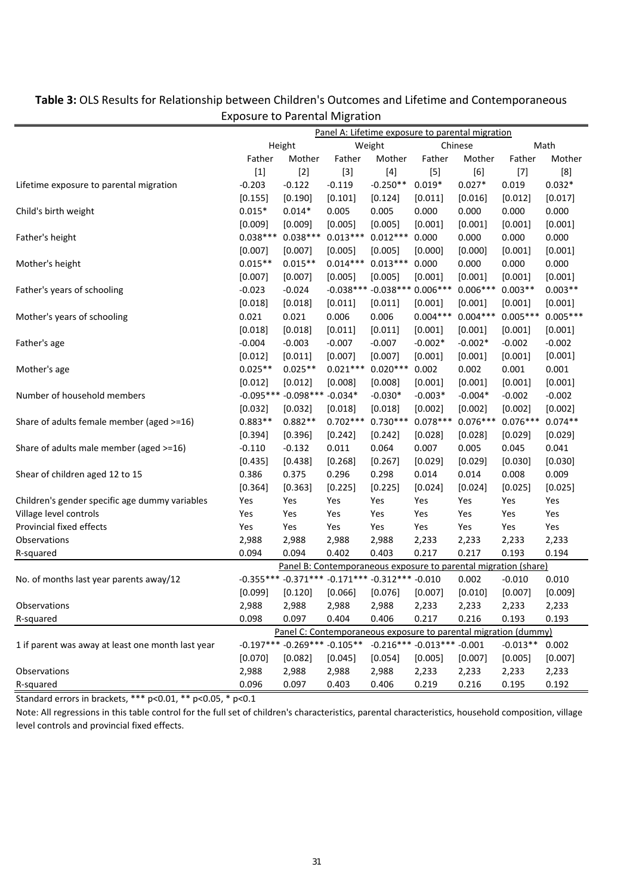**Table 3:** OLS Results for Relationship between Children's Outcomes and Lifetime and Contemporaneous Exposure to Parental Migration

| | Panel A: Lifetime exposure to parental migration | | | | | | | |
|---|---|---|---|---|---|---|---|---|
| | Height | | Weight | | Chinese | | Math | |
| | Father | Mother | Father | Mother | Father | Mother | Father | Mother |
| | [1] | [2] | [3] | [4] | [5] | [6] | [7] | [8] |
| Lifetime exposure to parental migration | -0.203 | -0.122 | -0.119 | -0.250** | 0.019* | 0.027* | 0.019 | 0.032* |
| | [0.155] | [0.190] | [0.101] | [0.124] | [0.011] | [0.016] | [0.012] | [0.017] |
| Child's birth weight | 0.015* | 0.014* | 0.005 | 0.005 | 0.000 | 0.000 | 0.000 | 0.000 |
| | [0.009] | [0.009] | [0.005] | [0.005] | [0.001] | [0.001] | [0.001] | [0.001] |
| Father's height | 0.038*** | 0.038*** | 0.013*** | 0.012*** | 0.000 | 0.000 | 0.000 | 0.000 |
| | [0.007] | [0.007] | [0.005] | [0.005] | [0.000] | [0.000] | [0.001] | [0.001] |
| Mother's height | 0.015** | 0.015** | 0.014*** | 0.013*** | 0.000 | 0.000 | 0.000 | 0.000 |
| | [0.007] | [0.007] | [0.005] | [0.005] | [0.001] | [0.001] | [0.001] | [0.001] |
| Father's years of schooling | -0.023 | -0.024 | -0.038*** | -0.038*** | 0.006*** | 0.006*** | 0.003** | 0.003** |
| | [0.018] | [0.018] | [0.011] | [0.011] | [0.001] | [0.001] | [0.001] | [0.001] |
| Mother's years of schooling | 0.021 | 0.021 | 0.006 | 0.006 | 0.004*** | 0.004*** | 0.005*** | 0.005*** |
| | [0.018] | [0.018] | [0.011] | [0.011] | [0.001] | [0.001] | [0.001] | [0.001] |
| Father's age | -0.004 | -0.003 | -0.007 | -0.007 | -0.002* | -0.002* | -0.002 | -0.002 |
| | [0.012] | [0.011] | [0.007] | [0.007] | [0.001] | [0.001] | [0.001] | [0.001] |
| Mother's age | 0.025** | 0.025** | 0.021*** | 0.020*** | 0.002 | 0.002 | 0.001 | 0.001 |
| | [0.012] | [0.012] | [0.008] | [0.008] | [0.001] | [0.001] | [0.001] | [0.001] |
| Number of household members | -0.095*** | -0.098*** | -0.034* | -0.030* | -0.003* | -0.004* | -0.002 | -0.002 |
| | [0.032] | [0.032] | [0.018] | [0.018] | [0.002] | [0.002] | [0.002] | [0.002] |
| Share of adults female member (aged >=16) | 0.883** | 0.882** | 0.702*** | 0.730*** | 0.078*** | 0.076*** | 0.076*** | 0.074** |
| | [0.394] | [0.396] | [0.242] | [0.242] | [0.028] | [0.028] | [0.029] | [0.029] |
| Share of adults male member (aged >=16) | -0.110 | -0.132 | 0.011 | 0.064 | 0.007 | 0.005 | 0.045 | 0.041 |
| | [0.435] | [0.438] | [0.268] | [0.267] | [0.029] | [0.029] | [0.030] | [0.030] |
| Shear of children aged 12 to 15 | 0.386 | 0.375 | 0.296 | 0.298 | 0.014 | 0.014 | 0.008 | 0.009 |
| | [0.364] | [0.363] | [0.225] | [0.225] | [0.024] | [0.024] | [0.024] | [0.025] |
| Children's gender specific age dummy variables | Yes | Yes | Yes | Yes | Yes | Yes | Yes | Yes |
| Village level controls | Yes | Yes | Yes | Yes | Yes | Yes | Yes | Yes |
| Provincial fixed effects | Yes | Yes | Yes | Yes | Yes | Yes | Yes | Yes |
| Observations | 2,988 | 2,988 | 2,988 | 2,988 | 2,233 | 2,233 | 2,233 | 2,233 |
| R-squared | 0.094 | 0.094 | 0.402 | 0.403 | 0.217 | 0.217 | 0.193 | 0.194 |
| | Panel B: Contemporaneous exposure to parental migration (share) | | | | | | | |
| No. of months last year parents away/12 | -0.355*** | -0.371*** | -0.171*** | -0.312*** | -0.010 | 0.002 | -0.010 | 0.010 |
| | [0.099] | [0.120] | [0.066] | [0.076] | [0.007] | [0.010] | [0.007] | [0.009] |
| Observations | 2,988 | 2,988 | 2,988 | 2,988 | 2,233 | 2,233 | 2,233 | 2,233 |
| R-squared | 0.098 | 0.097 | 0.404 | 0.406 | 0.217 | 0.216 | 0.193 | 0.193 |
| | Panel C: Contemporaneous exposure to parental migration (dummy) | | | | | | | |
| 1 if parent was away at least one month last year | -0.197*** | -0.269*** | -0.105** | -0.216*** | -0.013*** | -0.001 | -0.013** | 0.002 |
| | [0.070] | [0.082] | [0.045] | [0.054] | [0.005] | [0.007] | [0.005] | [0.007] |
| Observations | 2,988 | 2,988 | 2,988 | 2,988 | 2,233 | 2,233 | 2,233 | 2,233 |
| R-squared | 0.096 | 0.097 | 0.403 | 0.406 | 0.219 | 0.216 | 0.195 | 0.192 |

Standard errors in brackets, *** p<0.01, ** p<0.05, * p<0.1

Note: All regressions in this table control for the full set of children's characteristics, parental characteristics, household composition, village level controls and provincial fixed effects.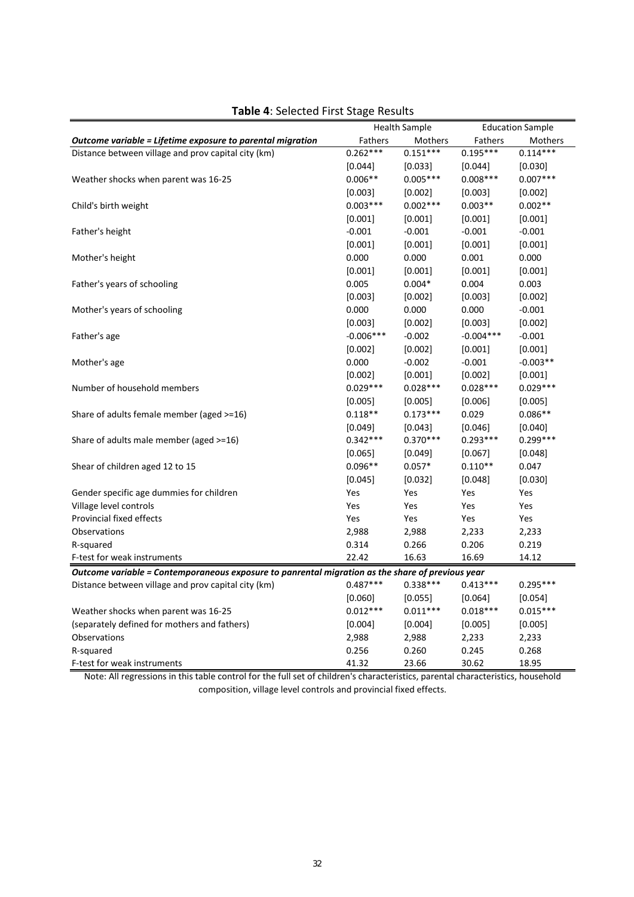**Table 4**: Selected First Stage Results

| | Health Sample | | Education Sample | |
|---|---|---|---|---|
| ***Outcome variable = Lifetime exposure to parental migration*** | Fathers | Mothers | Fathers | Mothers |
| Distance between village and prov capital city (km) | 0.262*** | 0.151*** | 0.195*** | 0.114*** |
| | [0.044] | [0.033] | [0.044] | [0.030] |
| Weather shocks when parent was 16-25 | 0.006** | 0.005*** | 0.008*** | 0.007*** |
| | [0.003] | [0.002] | [0.003] | [0.002] |
| Child's birth weight | 0.003*** | 0.002*** | 0.003** | 0.002** |
| | [0.001] | [0.001] | [0.001] | [0.001] |
| Father's height | -0.001 | -0.001 | -0.001 | -0.001 |
| | [0.001] | [0.001] | [0.001] | [0.001] |
| Mother's height | 0.000 | 0.000 | 0.001 | 0.000 |
| | [0.001] | [0.001] | [0.001] | [0.001] |
| Father's years of schooling | 0.005 | 0.004* | 0.004 | 0.003 |
| | [0.003] | [0.002] | [0.003] | [0.002] |
| Mother's years of schooling | 0.000 | 0.000 | 0.000 | -0.001 |
| | [0.003] | [0.002] | [0.003] | [0.002] |
| Father's age | -0.006*** | -0.002 | -0.004*** | -0.001 |
| | [0.002] | [0.002] | [0.001] | [0.001] |
| Mother's age | 0.000 | -0.002 | -0.001 | -0.003** |
| | [0.002] | [0.001] | [0.002] | [0.001] |
| Number of household members | 0.029*** | 0.028*** | 0.028*** | 0.029*** |
| | [0.005] | [0.005] | [0.006] | [0.005] |
| Share of adults female member (aged >=16) | 0.118** | 0.173*** | 0.029 | 0.086** |
| | [0.049] | [0.043] | [0.046] | [0.040] |
| Share of adults male member (aged >=16) | 0.342*** | 0.370*** | 0.293*** | 0.299*** |
| | [0.065] | [0.049] | [0.067] | [0.048] |
| Shear of children aged 12 to 15 | 0.096** | 0.057* | 0.110** | 0.047 |
| | [0.045] | [0.032] | [0.048] | [0.030] |
| Gender specific age dummies for children | Yes | Yes | Yes | Yes |
| Village level controls | Yes | Yes | Yes | Yes |
| Provincial fixed effects | Yes | Yes | Yes | Yes |
| Observations | 2,988 | 2,988 | 2,233 | 2,233 |
| R-squared | 0.314 | 0.266 | 0.206 | 0.219 |
| F-test for weak instruments | 22.42 | 16.63 | 16.69 | 14.12 |
| ***Outcome variable = Contemporaneous exposure to panrental migration as the share of previous year*** | | | | |
| Distance between village and prov capital city (km) | 0.487*** | 0.338*** | 0.413*** | 0.295*** |
| | [0.060] | [0.055] | [0.064] | [0.054] |
| Weather shocks when parent was 16-25 | 0.012*** | 0.011*** | 0.018*** | 0.015*** |
| (separately defined for mothers and fathers) | [0.004] | [0.004] | [0.005] | [0.005] |
| Observations | 2,988 | 2,988 | 2,233 | 2,233 |
| R-squared | 0.256 | 0.260 | 0.245 | 0.268 |
| F-test for weak instruments | 41.32 | 23.66 | 30.62 | 18.95 |

Note: All regressions in this table control for the full set of children's characteristics, parental characteristics, household composition, village level controls and provincial fixed effects.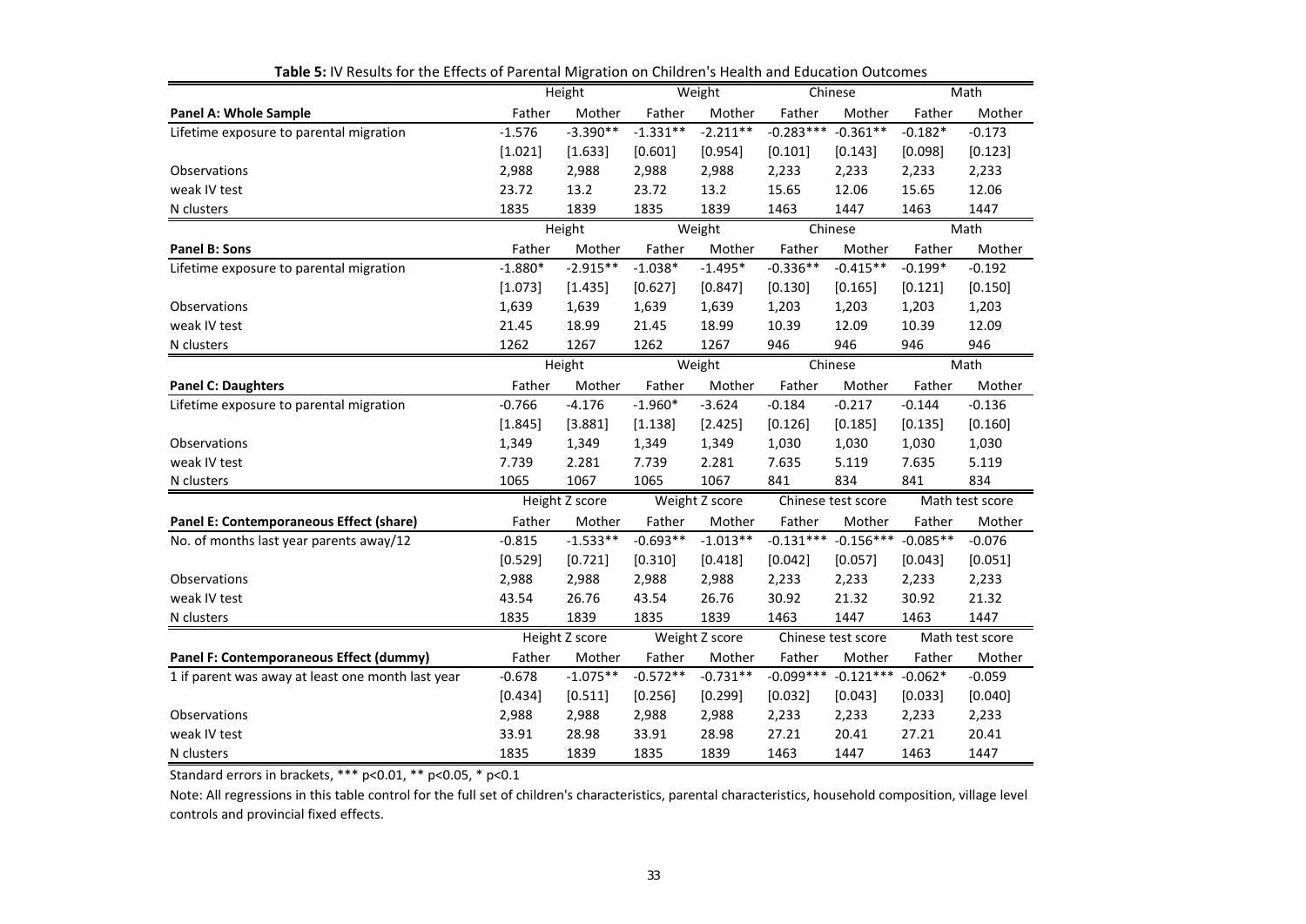**Table 5:** IV Results for the Effects of Parental Migration on Children's Health and Education Outcomes

| | Height | | Weight | | Chinese | | Math | |
|---|---|---|---|---|---|---|---|---|
| **Panel A: Whole Sample** | Father | Mother | Father | Mother | Father | Mother | Father | Mother |
| Lifetime exposure to parental migration | -1.576 | -3.390** | -1.331** | -2.211** | -0.283*** | -0.361** | -0.182* | -0.173 |
| | [1.021] | [1.633] | [0.601] | [0.954] | [0.101] | [0.143] | [0.098] | [0.123] |
| Observations | 2,988 | 2,988 | 2,988 | 2,988 | 2,233 | 2,233 | 2,233 | 2,233 |
| weak IV test | 23.72 | 13.2 | 23.72 | 13.2 | 15.65 | 12.06 | 15.65 | 12.06 |
| N clusters | 1835 | 1839 | 1835 | 1839 | 1463 | 1447 | 1463 | 1447 |
| | Height | | Weight | | Chinese | | Math | |
| **Panel B: Sons** | Father | Mother | Father | Mother | Father | Mother | Father | Mother |
| Lifetime exposure to parental migration | -1.880* | -2.915** | -1.038* | -1.495* | -0.336** | -0.415** | -0.199* | -0.192 |
| | [1.073] | [1.435] | [0.627] | [0.847] | [0.130] | [0.165] | [0.121] | [0.150] |
| Observations | 1,639 | 1,639 | 1,639 | 1,639 | 1,203 | 1,203 | 1,203 | 1,203 |
| weak IV test | 21.45 | 18.99 | 21.45 | 18.99 | 10.39 | 12.09 | 10.39 | 12.09 |
| N clusters | 1262 | 1267 | 1262 | 1267 | 946 | 946 | 946 | 946 |
| | Height | | Weight | | Chinese | | Math | |
| **Panel C: Daughters** | Father | Mother | Father | Mother | Father | Mother | Father | Mother |
| Lifetime exposure to parental migration | -0.766 | -4.176 | -1.960* | -3.624 | -0.184 | -0.217 | -0.144 | -0.136 |
| | [1.845] | [3.881] | [1.138] | [2.425] | [0.126] | [0.185] | [0.135] | [0.160] |
| Observations | 1,349 | 1,349 | 1,349 | 1,349 | 1,030 | 1,030 | 1,030 | 1,030 |
| weak IV test | 7.739 | 2.281 | 7.739 | 2.281 | 7.635 | 5.119 | 7.635 | 5.119 |
| N clusters | 1065 | 1067 | 1065 | 1067 | 841 | 834 | 841 | 834 |
| | Height Z score | | Weight Z score | | Chinese test score | | Math test score | |
| **Panel E: Contemporaneous Effect (share)** | Father | Mother | Father | Mother | Father | Mother | Father | Mother |
| No. of months last year parents away/12 | -0.815 | -1.533** | -0.693** | -1.013** | -0.131*** | -0.156*** | -0.085** | -0.076 |
| | [0.529] | [0.721] | [0.310] | [0.418] | [0.042] | [0.057] | [0.043] | [0.051] |
| Observations | 2,988 | 2,988 | 2,988 | 2,988 | 2,233 | 2,233 | 2,233 | 2,233 |
| weak IV test | 43.54 | 26.76 | 43.54 | 26.76 | 30.92 | 21.32 | 30.92 | 21.32 |
| N clusters | 1835 | 1839 | 1835 | 1839 | 1463 | 1447 | 1463 | 1447 |
| | Height Z score | | Weight Z score | | Chinese test score | | Math test score | |
| **Panel F: Contemporaneous Effect (dummy)** | Father | Mother | Father | Mother | Father | Mother | Father | Mother |
| 1 if parent was away at least one month last year | -0.678 | -1.075** | -0.572** | -0.731** | -0.099*** | -0.121*** | -0.062* | -0.059 |
| | [0.434] | [0.511] | [0.256] | [0.299] | [0.032] | [0.043] | [0.033] | [0.040] |
| Observations | 2,988 | 2,988 | 2,988 | 2,988 | 2,233 | 2,233 | 2,233 | 2,233 |
| weak IV test | 33.91 | 28.98 | 33.91 | 28.98 | 27.21 | 20.41 | 27.21 | 20.41 |
| N clusters | 1835 | 1839 | 1835 | 1839 | 1463 | 1447 | 1463 | 1447 |

Standard errors in brackets, *** p<0.01, ** p<0.05, * p<0.1

Note: All regressions in this table control for the full set of children's characteristics, parental characteristics, household composition, village level controls and provincial fixed effects.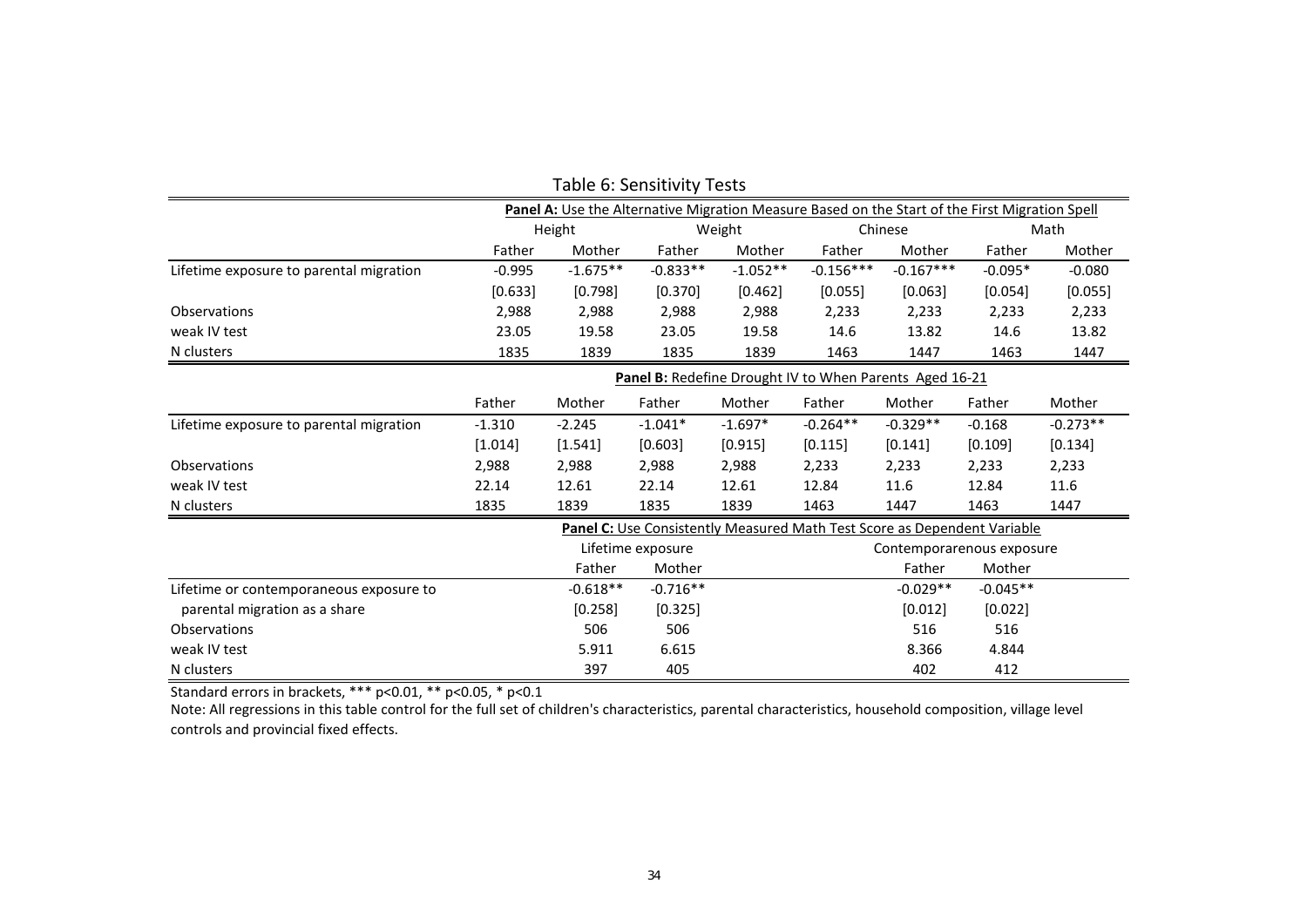Table 6: Sensitivity Tests

| | Panel A: Use the Alternative Migration Measure Based on the Start of the First Migration Spell | | | | | | | |
|---|---|---|---|---|---|---|---|---|
| | Height | | Weight | | Chinese | | Math | |
| | Father | Mother | Father | Mother | Father | Mother | Father | Mother |
| Lifetime exposure to parental migration | -0.995 | -1.675** | -0.833** | -1.052** | -0.156*** | -0.167*** | -0.095* | -0.080 |
| | [0.633] | [0.798] | [0.370] | [0.462] | [0.055] | [0.063] | [0.054] | [0.055] |
| Observations | 2,988 | 2,988 | 2,988 | 2,988 | 2,233 | 2,233 | 2,233 | 2,233 |
| weak IV test | 23.05 | 19.58 | 23.05 | 19.58 | 14.6 | 13.82 | 14.6 | 13.82 |
| N clusters | 1835 | 1839 | 1835 | 1839 | 1463 | 1447 | 1463 | 1447 |
| | Panel B: Redefine Drought IV to When Parents Aged 16-21 | | | | | | | |
| | Father | Mother | Father | Mother | Father | Mother | Father | Mother |
| Lifetime exposure to parental migration | -1.310 | -2.245 | -1.041* | -1.697* | -0.264** | -0.329** | -0.168 | -0.273** |
| | [1.014] | [1.541] | [0.603] | [0.915] | [0.115] | [0.141] | [0.109] | [0.134] |
| Observations | 2,988 | 2,988 | 2,988 | 2,988 | 2,233 | 2,233 | 2,233 | 2,233 |
| weak IV test | 22.14 | 12.61 | 22.14 | 12.61 | 12.84 | 11.6 | 12.84 | 11.6 |
| N clusters | 1835 | 1839 | 1835 | 1839 | 1463 | 1447 | 1463 | 1447 |
| | Panel C: Use Consistently Measured Math Test Score as Dependent Variable | | | | | | | |
| | Lifetime exposure | | | | Contemporarenous exposure | | | |
| | Father | Mother | | | Father | Mother | | |
| Lifetime or contemporaneous exposure to parental migration as a share | -0.618** | -0.716** | | | -0.029** | -0.045** | | |
| | [0.258] | [0.325] | | | [0.012] | [0.022] | | |
| Observations | 506 | 506 | | | 516 | 516 | | |
| weak IV test | 5.911 | 6.615 | | | 8.366 | 4.844 | | |
| N clusters | 397 | 405 | | | 402 | 412 | | |

Standard errors in brackets, *** p<0.01, ** p<0.05, * p<0.1

Note: All regressions in this table control for the full set of children's characteristics, parental characteristics, household composition, village level controls and provincial fixed effects.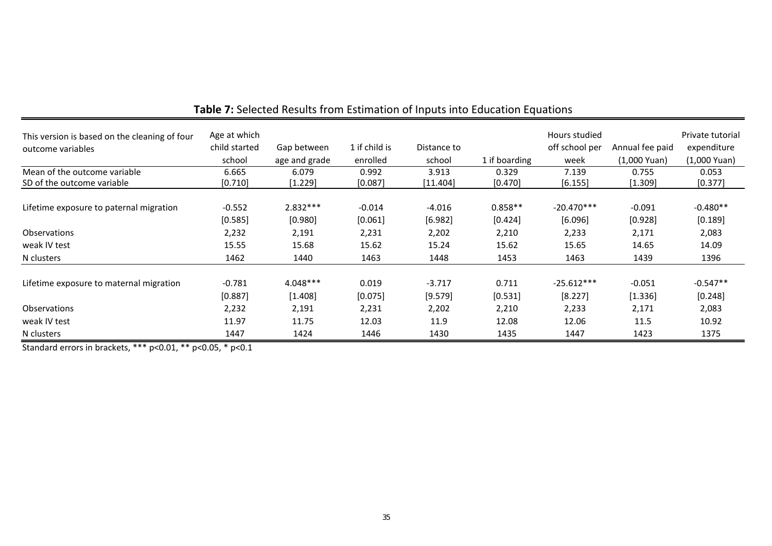**Table 7:** Selected Results from Estimation of Inputs into Education Equations

| This version is based on the cleaning of four outcome variables | Age at which child started school | Gap between age and grade | 1 if child is enrolled | Distance to school | 1 if boarding | Hours studied off school per week | Annual fee paid (1,000 Yuan) | Private tutorial expenditure (1,000 Yuan) |
|---|---|---|---|---|---|---|---|---|
| Mean of the outcome variable | 6.665 | 6.079 | 0.992 | 3.913 | 0.329 | 7.139 | 0.755 | 0.053 |
| SD of the outcome variable | [0.710] | [1.229] | [0.087] | [11.404] | [0.470] | [6.155] | [1.309] | [0.377] |
| Lifetime exposure to paternal migration | -0.552 | 2.832*** | -0.014 | -4.016 | 0.858** | -20.470*** | -0.091 | -0.480** |
| | [0.585] | [0.980] | [0.061] | [6.982] | [0.424] | [6.096] | [0.928] | [0.189] |
| Observations | 2,232 | 2,191 | 2,231 | 2,202 | 2,210 | 2,233 | 2,171 | 2,083 |
| weak IV test | 15.55 | 15.68 | 15.62 | 15.24 | 15.62 | 15.65 | 14.65 | 14.09 |
| N clusters | 1462 | 1440 | 1463 | 1448 | 1453 | 1463 | 1439 | 1396 |
| Lifetime exposure to maternal migration | -0.781 | 4.048*** | 0.019 | -3.717 | 0.711 | -25.612*** | -0.051 | -0.547** |
| | [0.887] | [1.408] | [0.075] | [9.579] | [0.531] | [8.227] | [1.336] | [0.248] |
| Observations | 2,232 | 2,191 | 2,231 | 2,202 | 2,210 | 2,233 | 2,171 | 2,083 |
| weak IV test | 11.97 | 11.75 | 12.03 | 11.9 | 12.08 | 12.06 | 11.5 | 10.92 |
| N clusters | 1447 | 1424 | 1446 | 1430 | 1435 | 1447 | 1423 | 1375 |

Standard errors in brackets, *** p<0.01, ** p<0.05, * p<0.1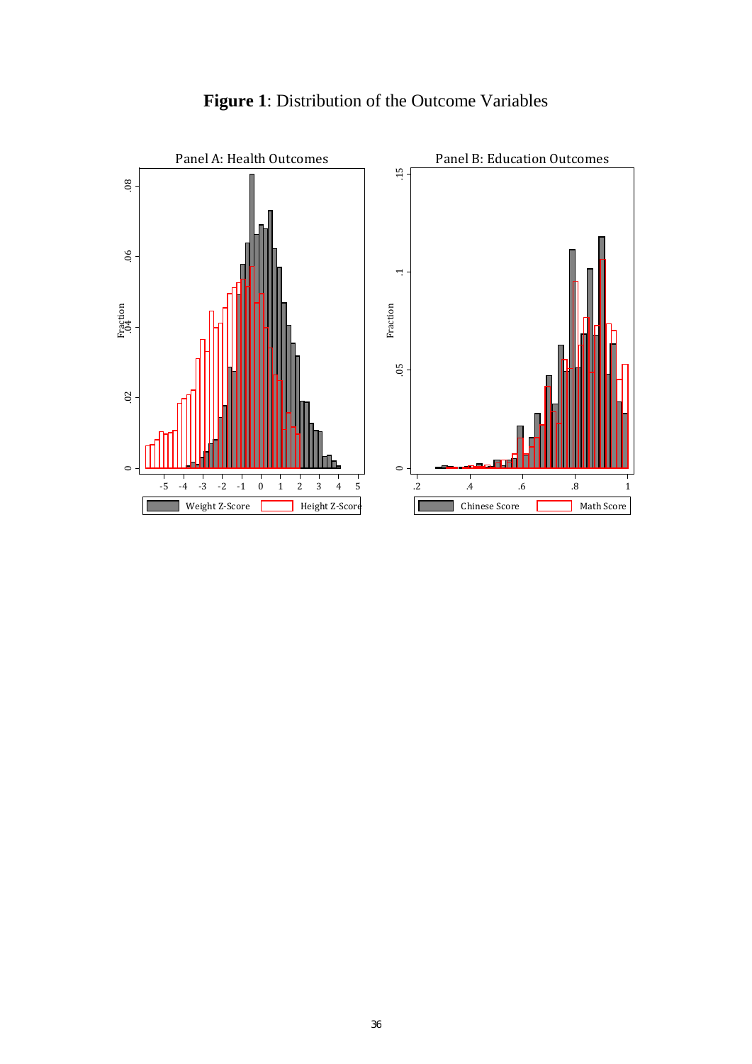**Figure 1**: Distribution of the Outcome Variables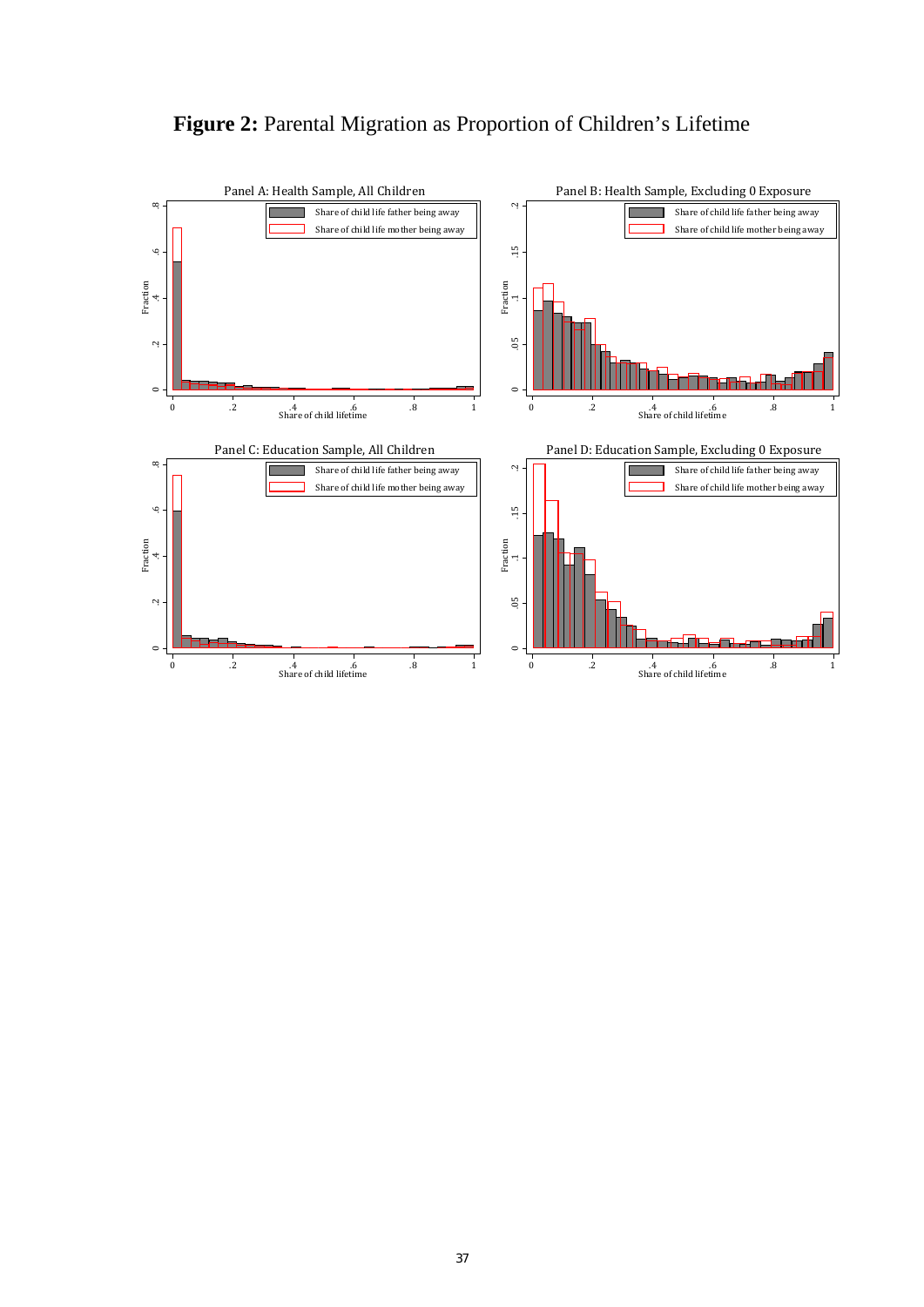**Figure 2:** Parental Migration as Proportion of Children's Lifetime

Panel A: Health Sample, All Children

Panel B: Health Sample, Excluding 0 Exposure

Panel C: Education Sample, All Children

Panel D: Education Sample, Excluding 0 Exposure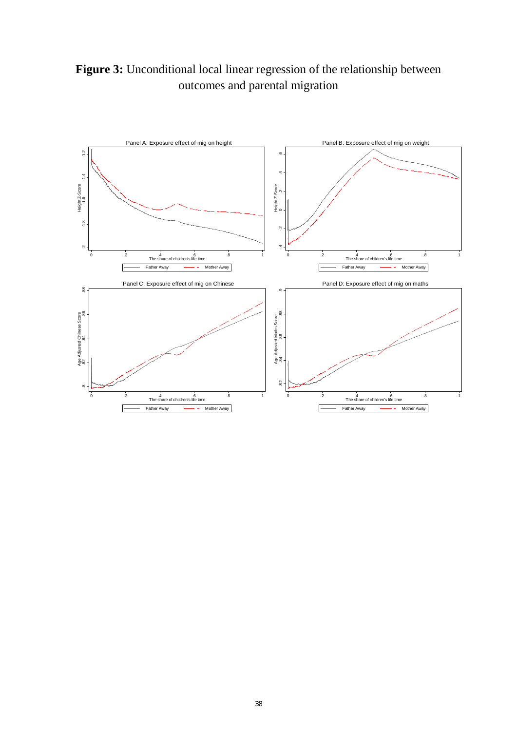**Figure 3:** Unconditional local linear regression of the relationship between outcomes and parental migration

Panel A: Exposure effect of mig on height

Panel B: Exposure effect of mig on weight

Panel C: Exposure effect of mig on Chinese

Panel D: Exposure effect of mig on maths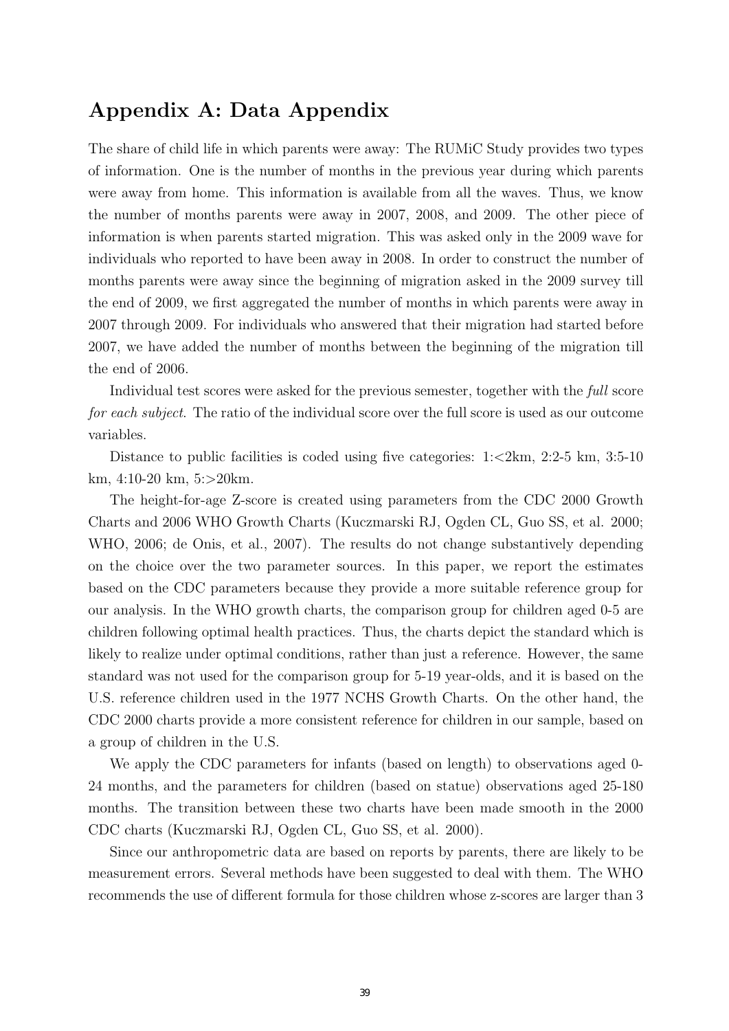# Appendix A: Data Appendix

The share of child life in which parents were away: The RUMiC Study provides two types of information. One is the number of months in the previous year during which parents were away from home. This information is available from all the waves. Thus, we know the number of months parents were away in 2007, 2008, and 2009. The other piece of information is when parents started migration. This was asked only in the 2009 wave for individuals who reported to have been away in 2008. In order to construct the number of months parents were away since the beginning of migration asked in the 2009 survey till the end of 2009, we first aggregated the number of months in which parents were away in 2007 through 2009. For individuals who answered that their migration had started before 2007, we have added the number of months between the beginning of the migration till the end of 2006.

Individual test scores were asked for the previous semester, together with the *full* score *for each subject*. The ratio of the individual score over the full score is used as our outcome variables.

Distance to public facilities is coded using five categories: 1:<2km, 2:2-5 km, 3:5-10 km, 4:10-20 km, 5:>20km.

The height-for-age Z-score is created using parameters from the CDC 2000 Growth Charts and 2006 WHO Growth Charts (Kuczmarski RJ, Ogden CL, Guo SS, et al. 2000; WHO, 2006; de Onis, et al., 2007). The results do not change substantively depending on the choice over the two parameter sources. In this paper, we report the estimates based on the CDC parameters because they provide a more suitable reference group for our analysis. In the WHO growth charts, the comparison group for children aged 0-5 are children following optimal health practices. Thus, the charts depict the standard which is likely to realize under optimal conditions, rather than just a reference. However, the same standard was not used for the comparison group for 5-19 year-olds, and it is based on the U.S. reference children used in the 1977 NCHS Growth Charts. On the other hand, the CDC 2000 charts provide a more consistent reference for children in our sample, based on a group of children in the U.S.

We apply the CDC parameters for infants (based on length) to observations aged 0-24 months, and the parameters for children (based on statue) observations aged 25-180 months. The transition between these two charts have been made smooth in the 2000 CDC charts (Kuczmarski RJ, Ogden CL, Guo SS, et al. 2000).

Since our anthropometric data are based on reports by parents, there are likely to be measurement errors. Several methods have been suggested to deal with them. The WHO recommends the use of different formula for those children whose z-scores are larger than 3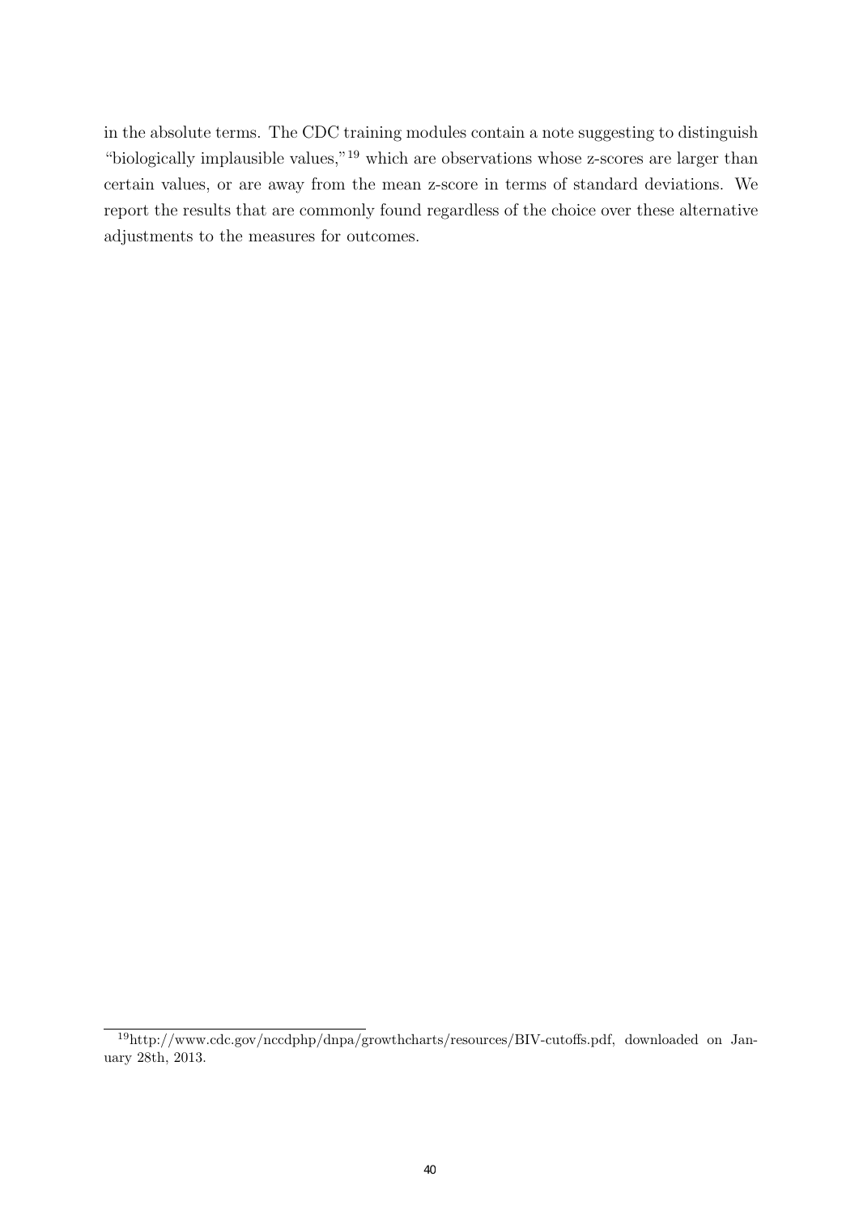in the absolute terms. The CDC training modules contain a note suggesting to distinguish "biologically implausible values,"[19] which are observations whose z-scores are larger than certain values, or are away from the mean z-score in terms of standard deviations. We report the results that are commonly found regardless of the choice over these alternative adjustments to the measures for outcomes.

[19]http://www.cdc.gov/nccdphp/dnpa/growthcharts/resources/BIV-cutoffs.pdf, downloaded on January 28th, 2013.